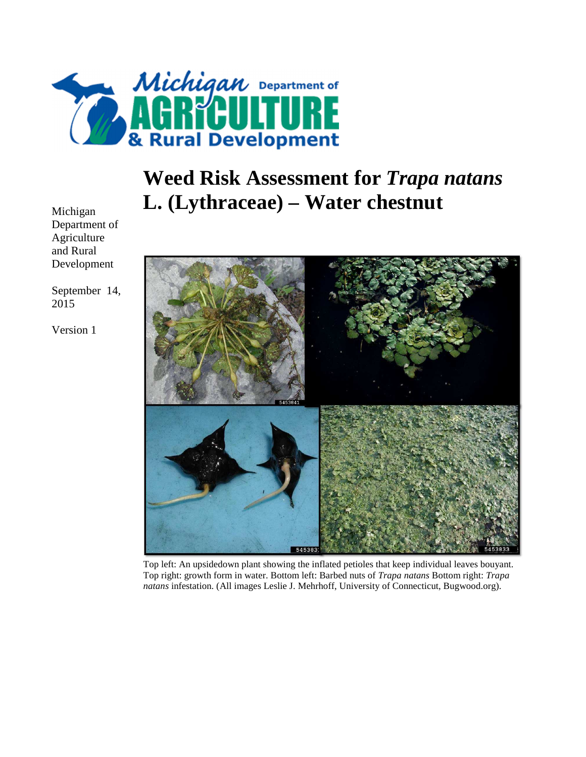Michigan Department of Agriculture & Rural Development

# Weed Risk Assessment for *Trapa natans* L. (Lythraceae) – Water chestnut

Michigan Department of Agriculture and Rural Development

September 14, 2015

Version 1

Top left: An upsidedown plant showing the inflated petioles that keep individual leaves bouyant. Top right: growth form in water. Bottom left: Barbed nuts of *Trapa natans* Bottom right: *Trapa natans* infestation. (All images Leslie J. Mehrhoff, University of Connecticut, Bugwood.org).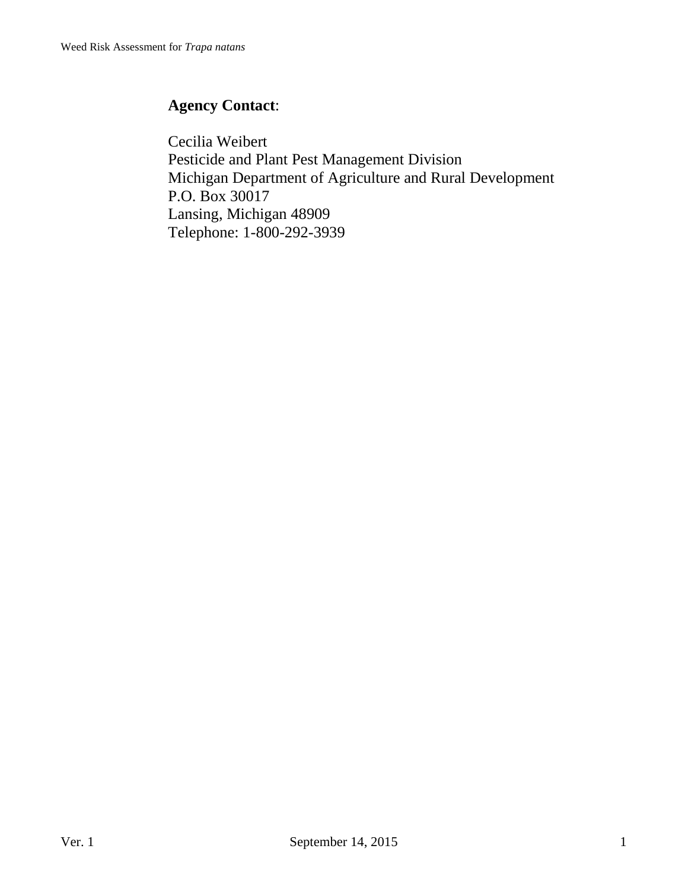**Agency Contact**:

Cecilia Weibert
Pesticide and Plant Pest Management Division
Michigan Department of Agriculture and Rural Development
P.O. Box 30017
Lansing, Michigan 48909
Telephone: 1-800-292-3939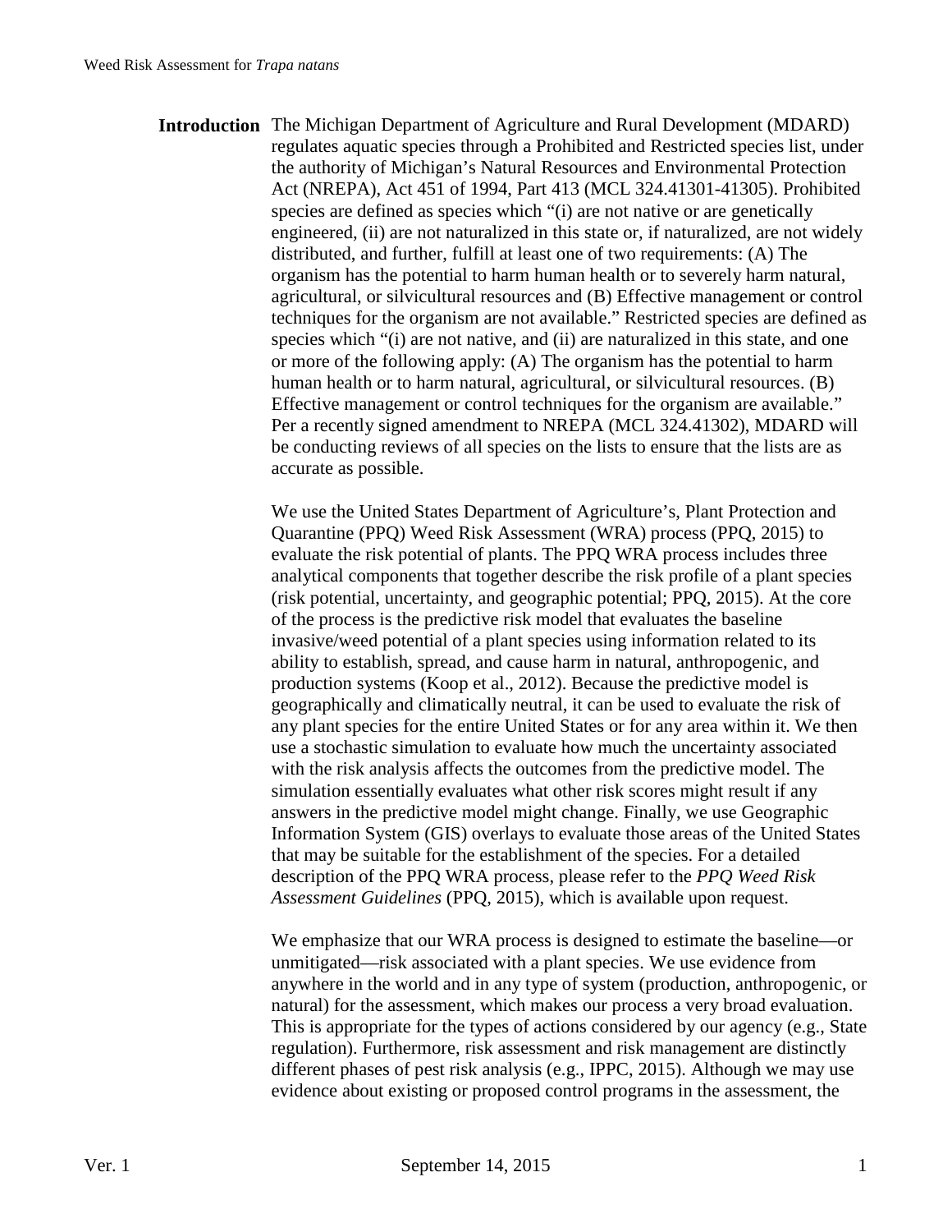**Introduction** The Michigan Department of Agriculture and Rural Development (MDARD) regulates aquatic species through a Prohibited and Restricted species list, under the authority of Michigan's Natural Resources and Environmental Protection Act (NREPA), Act 451 of 1994, Part 413 (MCL 324.41301-41305). Prohibited species are defined as species which "(i) are not native or are genetically engineered, (ii) are not naturalized in this state or, if naturalized, are not widely distributed, and further, fulfill at least one of two requirements: (A) The organism has the potential to harm human health or to severely harm natural, agricultural, or silvicultural resources and (B) Effective management or control techniques for the organism are not available." Restricted species are defined as species which "(i) are not native, and (ii) are naturalized in this state, and one or more of the following apply: (A) The organism has the potential to harm human health or to harm natural, agricultural, or silvicultural resources. (B) Effective management or control techniques for the organism are available." Per a recently signed amendment to NREPA (MCL 324.41302), MDARD will be conducting reviews of all species on the lists to ensure that the lists are as accurate as possible.

We use the United States Department of Agriculture's, Plant Protection and Quarantine (PPQ) Weed Risk Assessment (WRA) process (PPQ, 2015) to evaluate the risk potential of plants. The PPQ WRA process includes three analytical components that together describe the risk profile of a plant species (risk potential, uncertainty, and geographic potential; PPQ, 2015). At the core of the process is the predictive risk model that evaluates the baseline invasive/weed potential of a plant species using information related to its ability to establish, spread, and cause harm in natural, anthropogenic, and production systems (Koop et al., 2012). Because the predictive model is geographically and climatically neutral, it can be used to evaluate the risk of any plant species for the entire United States or for any area within it. We then use a stochastic simulation to evaluate how much the uncertainty associated with the risk analysis affects the outcomes from the predictive model. The simulation essentially evaluates what other risk scores might result if any answers in the predictive model might change. Finally, we use Geographic Information System (GIS) overlays to evaluate those areas of the United States that may be suitable for the establishment of the species. For a detailed description of the PPQ WRA process, please refer to the *PPQ Weed Risk Assessment Guidelines* (PPQ, 2015), which is available upon request.

We emphasize that our WRA process is designed to estimate the baseline—or unmitigated—risk associated with a plant species. We use evidence from anywhere in the world and in any type of system (production, anthropogenic, or natural) for the assessment, which makes our process a very broad evaluation. This is appropriate for the types of actions considered by our agency (e.g., State regulation). Furthermore, risk assessment and risk management are distinctly different phases of pest risk analysis (e.g., IPPC, 2015). Although we may use evidence about existing or proposed control programs in the assessment, the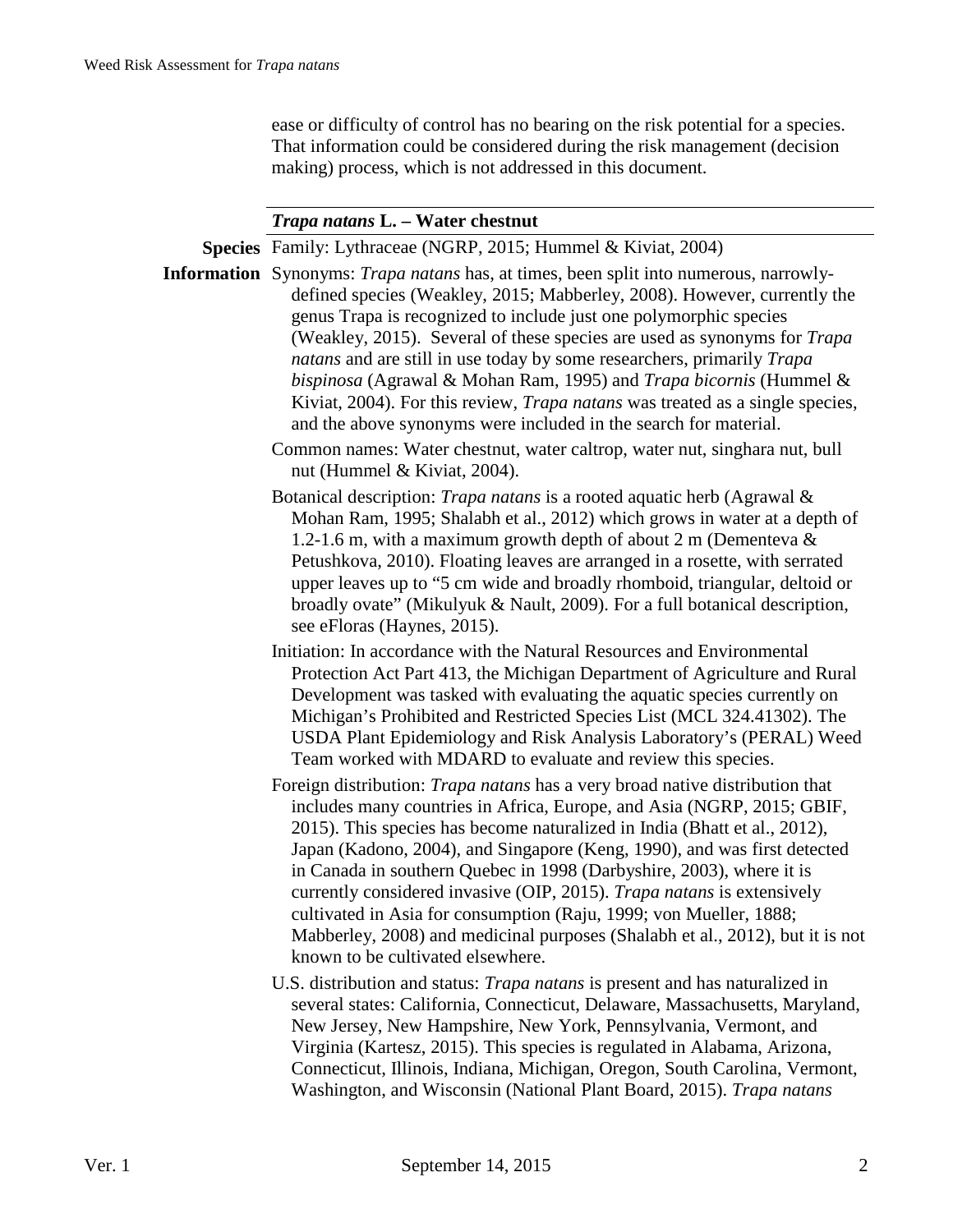ease or difficulty of control has no bearing on the risk potential for a species. That information could be considered during the risk management (decision making) process, which is not addressed in this document.

***Trapa natans* L. – Water chestnut**

**Species Information**

Family: Lythraceae (NGRP, 2015; Hummel & Kiviat, 2004)

Synonyms: *Trapa natans* has, at times, been split into numerous, narrowly-defined species (Weakley, 2015; Mabberley, 2008). However, currently the genus Trapa is recognized to include just one polymorphic species (Weakley, 2015). Several of these species are used as synonyms for *Trapa natans* and are still in use today by some researchers, primarily *Trapa bispinosa* (Agrawal & Mohan Ram, 1995) and *Trapa bicornis* (Hummel & Kiviat, 2004). For this review, *Trapa natans* was treated as a single species, and the above synonyms were included in the search for material.

Common names: Water chestnut, water caltrop, water nut, singhara nut, bull nut (Hummel & Kiviat, 2004).

Botanical description: *Trapa natans* is a rooted aquatic herb (Agrawal & Mohan Ram, 1995; Shalabh et al., 2012) which grows in water at a depth of 1.2-1.6 m, with a maximum growth depth of about 2 m (Dementeva & Petushkova, 2010). Floating leaves are arranged in a rosette, with serrated upper leaves up to "5 cm wide and broadly rhomboid, triangular, deltoid or broadly ovate" (Mikulyuk & Nault, 2009). For a full botanical description, see eFloras (Haynes, 2015).

Initiation: In accordance with the Natural Resources and Environmental Protection Act Part 413, the Michigan Department of Agriculture and Rural Development was tasked with evaluating the aquatic species currently on Michigan's Prohibited and Restricted Species List (MCL 324.41302). The USDA Plant Epidemiology and Risk Analysis Laboratory's (PERAL) Weed Team worked with MDARD to evaluate and review this species.

Foreign distribution: *Trapa natans* has a very broad native distribution that includes many countries in Africa, Europe, and Asia (NGRP, 2015; GBIF, 2015). This species has become naturalized in India (Bhatt et al., 2012), Japan (Kadono, 2004), and Singapore (Keng, 1990), and was first detected in Canada in southern Quebec in 1998 (Darbyshire, 2003), where it is currently considered invasive (OIP, 2015). *Trapa natans* is extensively cultivated in Asia for consumption (Raju, 1999; von Mueller, 1888; Mabberley, 2008) and medicinal purposes (Shalabh et al., 2012), but it is not known to be cultivated elsewhere.

U.S. distribution and status: *Trapa natans* is present and has naturalized in several states: California, Connecticut, Delaware, Massachusetts, Maryland, New Jersey, New Hampshire, New York, Pennsylvania, Vermont, and Virginia (Kartesz, 2015). This species is regulated in Alabama, Arizona, Connecticut, Illinois, Indiana, Michigan, Oregon, South Carolina, Vermont, Washington, and Wisconsin (National Plant Board, 2015). *Trapa natans*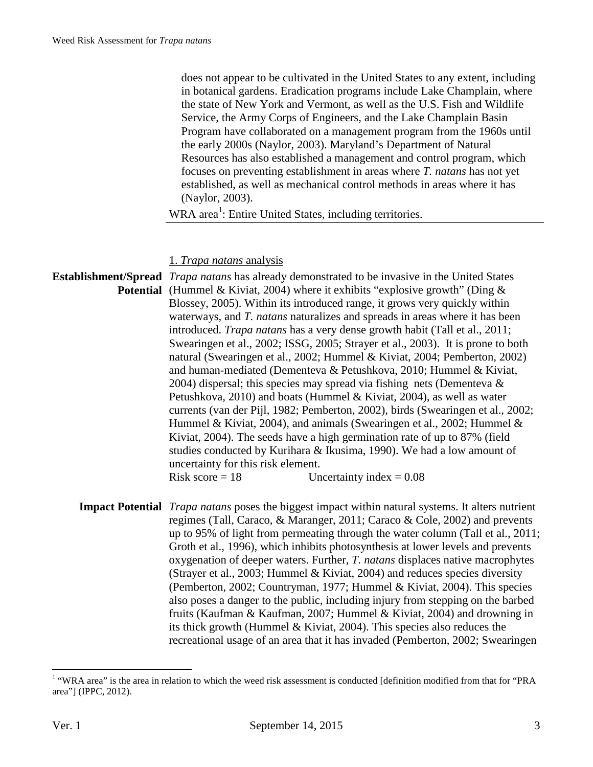does not appear to be cultivated in the United States to any extent, including in botanical gardens. Eradication programs include Lake Champlain, where the state of New York and Vermont, as well as the U.S. Fish and Wildlife Service, the Army Corps of Engineers, and the Lake Champlain Basin Program have collaborated on a management program from the 1960s until the early 2000s (Naylor, 2003). Maryland's Department of Natural Resources has also established a management and control program, which focuses on preventing establishment in areas where *T. natans* has not yet established, as well as mechanical control methods in areas where it has (Naylor, 2003).

WRA area[1]: Entire United States, including territories.

## 1. *Trapa natans* analysis

**Establishment/Spread Potential** *Trapa natans* has already demonstrated to be invasive in the United States (Hummel & Kiviat, 2004) where it exhibits "explosive growth" (Ding & Blossey, 2005). Within its introduced range, it grows very quickly within waterways, and *T. natans* naturalizes and spreads in areas where it has been introduced. *Trapa natans* has a very dense growth habit (Tall et al., 2011; Swearingen et al., 2002; ISSG, 2005; Strayer et al., 2003). It is prone to both natural (Swearingen et al., 2002; Hummel & Kiviat, 2004; Pemberton, 2002) and human-mediated (Dementeva & Petushkova, 2010; Hummel & Kiviat, 2004) dispersal; this species may spread via fishing nets (Dementeva & Petushkova, 2010) and boats (Hummel & Kiviat, 2004), as well as water currents (van der Pijl, 1982; Pemberton, 2002), birds (Swearingen et al., 2002; Hummel & Kiviat, 2004), and animals (Swearingen et al., 2002; Hummel & Kiviat, 2004). The seeds have a high germination rate of up to 87% (field studies conducted by Kurihara & Ikusima, 1990). We had a low amount of uncertainty for this risk element.

Risk score = 18 Uncertainty index = 0.08

**Impact Potential** *Trapa natans* poses the biggest impact within natural systems. It alters nutrient regimes (Tall, Caraco, & Maranger, 2011; Caraco & Cole, 2002) and prevents up to 95% of light from permeating through the water column (Tall et al., 2011; Groth et al., 1996), which inhibits photosynthesis at lower levels and prevents oxygenation of deeper waters. Further, *T. natans* displaces native macrophytes (Strayer et al., 2003; Hummel & Kiviat, 2004) and reduces species diversity (Pemberton, 2002; Countryman, 1977; Hummel & Kiviat, 2004). This species also poses a danger to the public, including injury from stepping on the barbed fruits (Kaufman & Kaufman, 2007; Hummel & Kiviat, 2004) and drowning in its thick growth (Hummel & Kiviat, 2004). This species also reduces the recreational usage of an area that it has invaded (Pemberton, 2002; Swearingen

[1] "WRA area" is the area in relation to which the weed risk assessment is conducted [definition modified from that for "PRA area"] (IPPC, 2012).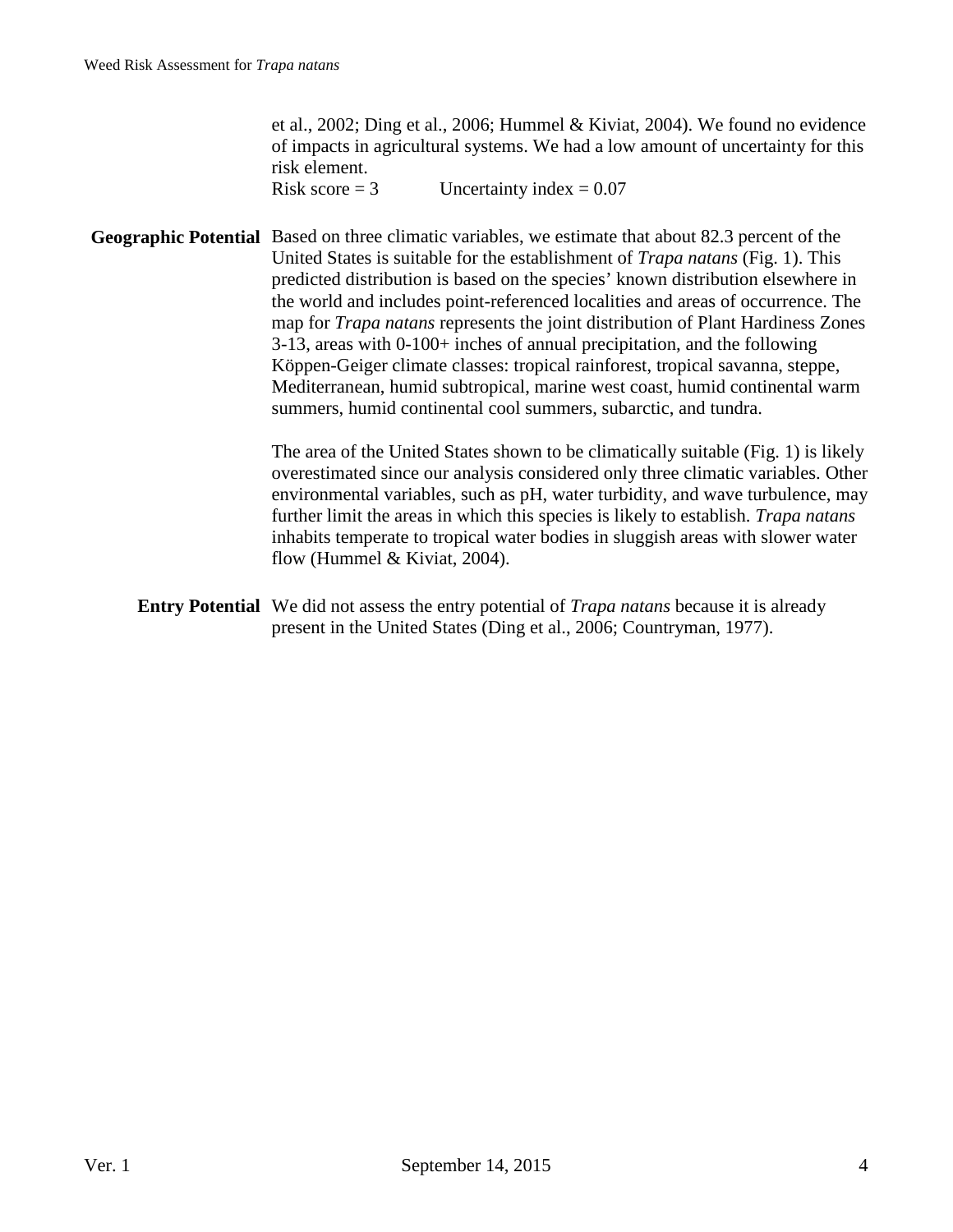et al., 2002; Ding et al., 2006; Hummel & Kiviat, 2004). We found no evidence of impacts in agricultural systems. We had a low amount of uncertainty for this risk element.
Risk score = 3 Uncertainty index = 0.07

**Geographic Potential** Based on three climatic variables, we estimate that about 82.3 percent of the United States is suitable for the establishment of *Trapa natans* (Fig. 1). This predicted distribution is based on the species' known distribution elsewhere in the world and includes point-referenced localities and areas of occurrence. The map for *Trapa natans* represents the joint distribution of Plant Hardiness Zones 3-13, areas with 0-100+ inches of annual precipitation, and the following Köppen-Geiger climate classes: tropical rainforest, tropical savanna, steppe, Mediterranean, humid subtropical, marine west coast, humid continental warm summers, humid continental cool summers, subarctic, and tundra.

The area of the United States shown to be climatically suitable (Fig. 1) is likely overestimated since our analysis considered only three climatic variables. Other environmental variables, such as pH, water turbidity, and wave turbulence, may further limit the areas in which this species is likely to establish. *Trapa natans* inhabits temperate to tropical water bodies in sluggish areas with slower water flow (Hummel & Kiviat, 2004).

**Entry Potential** We did not assess the entry potential of *Trapa natans* because it is already present in the United States (Ding et al., 2006; Countryman, 1977).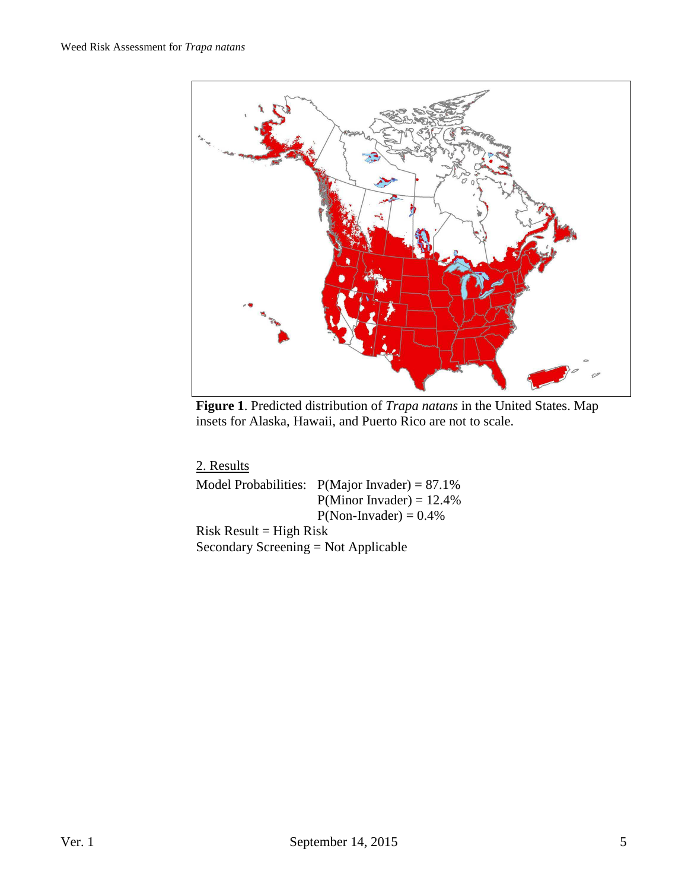**Figure 1**. Predicted distribution of *Trapa natans* in the United States. Map insets for Alaska, Hawaii, and Puerto Rico are not to scale.

## 2. Results

Model Probabilities: P(Major Invader) = 87.1%
P(Minor Invader) = 12.4%
P(Non-Invader) = 0.4%

Risk Result = High Risk

Secondary Screening = Not Applicable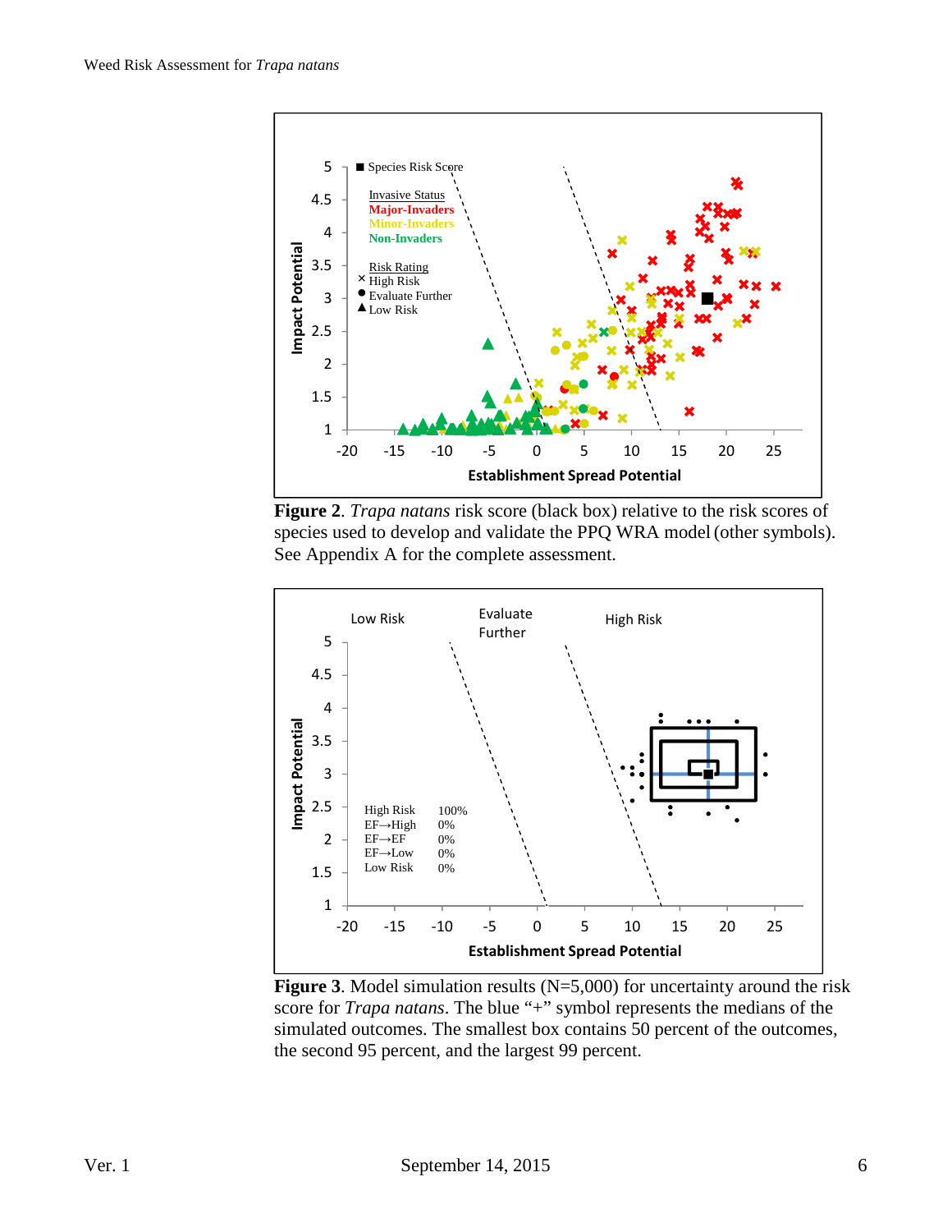**Figure 2**. *Trapa natans* risk score (black box) relative to the risk scores of species used to develop and validate the PPQ WRA model (other symbols). See Appendix A for the complete assessment.

**Figure 3**. Model simulation results (N=5,000) for uncertainty around the risk score for *Trapa natans*. The blue "+" symbol represents the medians of the simulated outcomes. The smallest box contains 50 percent of the outcomes, the second 95 percent, and the largest 99 percent.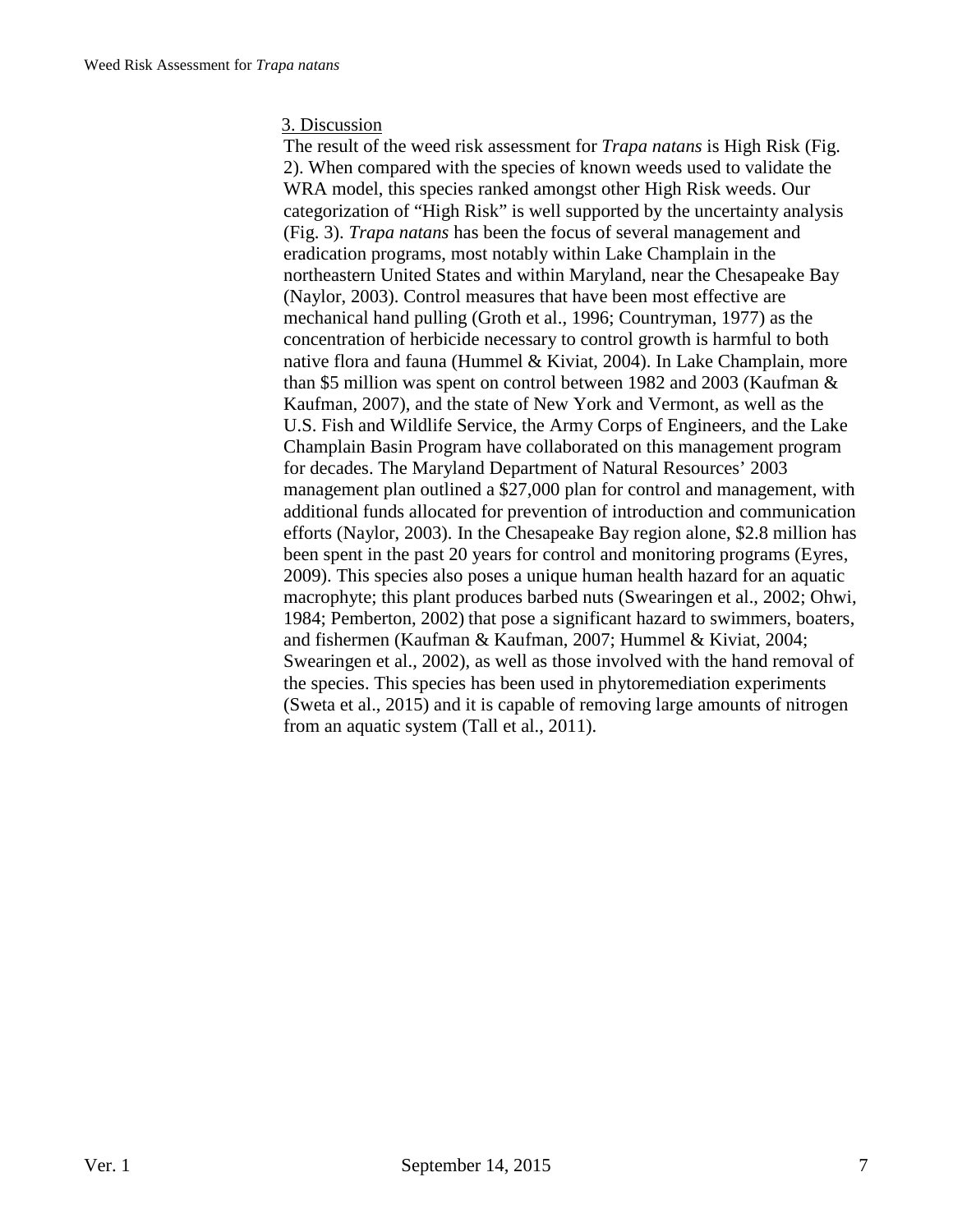## 3. Discussion

The result of the weed risk assessment for *Trapa natans* is High Risk (Fig. 2). When compared with the species of known weeds used to validate the WRA model, this species ranked amongst other High Risk weeds. Our categorization of "High Risk" is well supported by the uncertainty analysis (Fig. 3). *Trapa natans* has been the focus of several management and eradication programs, most notably within Lake Champlain in the northeastern United States and within Maryland, near the Chesapeake Bay (Naylor, 2003). Control measures that have been most effective are mechanical hand pulling (Groth et al., 1996; Countryman, 1977) as the concentration of herbicide necessary to control growth is harmful to both native flora and fauna (Hummel & Kiviat, 2004). In Lake Champlain, more than $5 million was spent on control between 1982 and 2003 (Kaufman & Kaufman, 2007), and the state of New York and Vermont, as well as the U.S. Fish and Wildlife Service, the Army Corps of Engineers, and the Lake Champlain Basin Program have collaborated on this management program for decades. The Maryland Department of Natural Resources' 2003 management plan outlined a $27,000 plan for control and management, with additional funds allocated for prevention of introduction and communication efforts (Naylor, 2003). In the Chesapeake Bay region alone, $2.8 million has been spent in the past 20 years for control and monitoring programs (Eyres, 2009). This species also poses a unique human health hazard for an aquatic macrophyte; this plant produces barbed nuts (Swearingen et al., 2002; Ohwi, 1984; Pemberton, 2002) that pose a significant hazard to swimmers, boaters, and fishermen (Kaufman & Kaufman, 2007; Hummel & Kiviat, 2004; Swearingen et al., 2002), as well as those involved with the hand removal of the species. This species has been used in phytoremediation experiments (Sweta et al., 2015) and it is capable of removing large amounts of nitrogen from an aquatic system (Tall et al., 2011).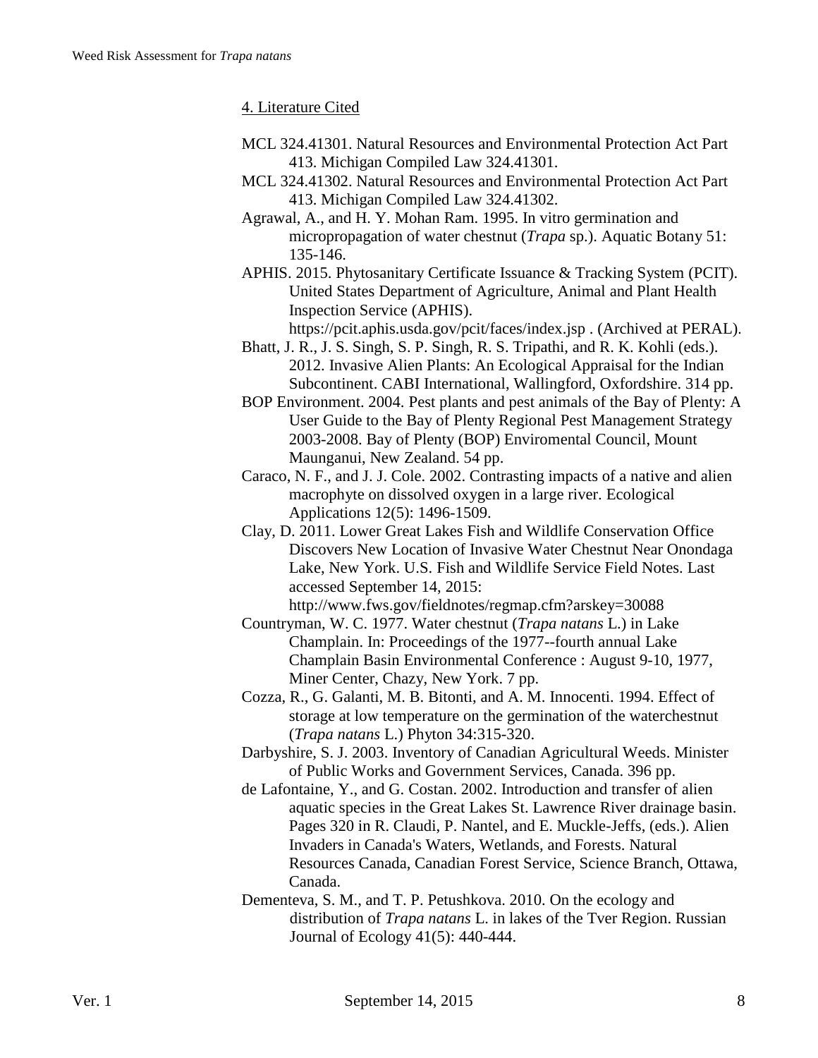## 4. Literature Cited

MCL 324.41301. Natural Resources and Environmental Protection Act Part 413. Michigan Compiled Law 324.41301.

MCL 324.41302. Natural Resources and Environmental Protection Act Part 413. Michigan Compiled Law 324.41302.

Agrawal, A., and H. Y. Mohan Ram. 1995. In vitro germination and micropropagation of water chestnut (*Trapa* sp.). Aquatic Botany 51: 135-146.

APHIS. 2015. Phytosanitary Certificate Issuance & Tracking System (PCIT). United States Department of Agriculture, Animal and Plant Health Inspection Service (APHIS). https://pcit.aphis.usda.gov/pcit/faces/index.jsp . (Archived at PERAL).

Bhatt, J. R., J. S. Singh, S. P. Singh, R. S. Tripathi, and R. K. Kohli (eds.). 2012. Invasive Alien Plants: An Ecological Appraisal for the Indian Subcontinent. CABI International, Wallingford, Oxfordshire. 314 pp.

BOP Environment. 2004. Pest plants and pest animals of the Bay of Plenty: A User Guide to the Bay of Plenty Regional Pest Management Strategy 2003-2008. Bay of Plenty (BOP) Enviromental Council, Mount Maunganui, New Zealand. 54 pp.

Caraco, N. F., and J. J. Cole. 2002. Contrasting impacts of a native and alien macrophyte on dissolved oxygen in a large river. Ecological Applications 12(5): 1496-1509.

Clay, D. 2011. Lower Great Lakes Fish and Wildlife Conservation Office Discovers New Location of Invasive Water Chestnut Near Onondaga Lake, New York. U.S. Fish and Wildlife Service Field Notes. Last accessed September 14, 2015: http://www.fws.gov/fieldnotes/regmap.cfm?arskey=30088

Countryman, W. C. 1977. Water chestnut (*Trapa natans* L.) in Lake Champlain. In: Proceedings of the 1977--fourth annual Lake Champlain Basin Environmental Conference : August 9-10, 1977, Miner Center, Chazy, New York. 7 pp.

Cozza, R., G. Galanti, M. B. Bitonti, and A. M. Innocenti. 1994. Effect of storage at low temperature on the germination of the waterchestnut (*Trapa natans* L.) Phyton 34:315-320.

Darbyshire, S. J. 2003. Inventory of Canadian Agricultural Weeds. Minister of Public Works and Government Services, Canada. 396 pp.

de Lafontaine, Y., and G. Costan. 2002. Introduction and transfer of alien aquatic species in the Great Lakes St. Lawrence River drainage basin. Pages 320 in R. Claudi, P. Nantel, and E. Muckle-Jeffs, (eds.). Alien Invaders in Canada's Waters, Wetlands, and Forests. Natural Resources Canada, Canadian Forest Service, Science Branch, Ottawa, Canada.

Dementeva, S. M., and T. P. Petushkova. 2010. On the ecology and distribution of *Trapa natans* L. in lakes of the Tver Region. Russian Journal of Ecology 41(5): 440-444.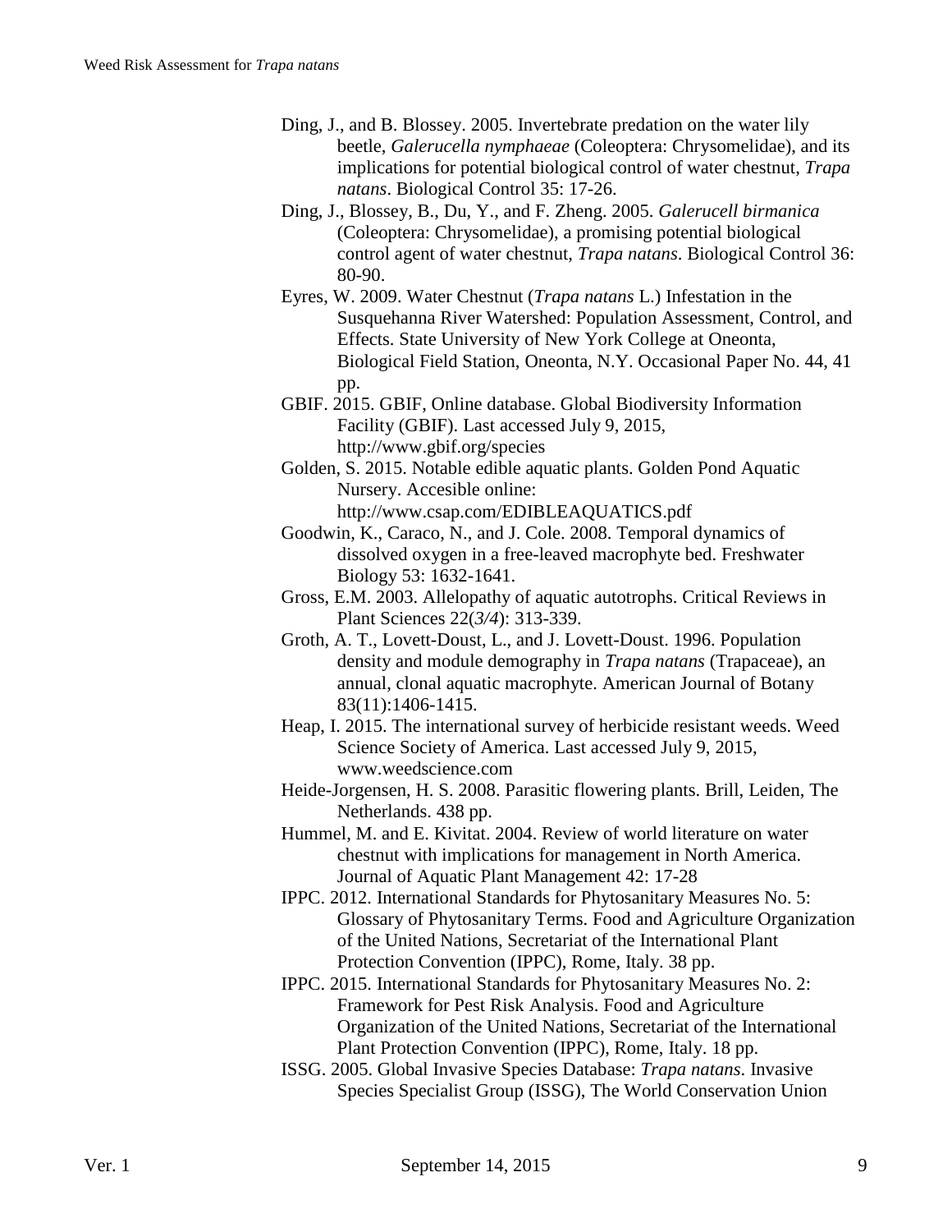Ding, J., and B. Blossey. 2005. Invertebrate predation on the water lily beetle, *Galerucella nymphaeae* (Coleoptera: Chrysomelidae), and its implications for potential biological control of water chestnut, *Trapa natans*. Biological Control 35: 17-26.

Ding, J., Blossey, B., Du, Y., and F. Zheng. 2005. *Galerucell birmanica* (Coleoptera: Chrysomelidae), a promising potential biological control agent of water chestnut, *Trapa natans*. Biological Control 36: 80-90.

Eyres, W. 2009. Water Chestnut (*Trapa natans* L.) Infestation in the Susquehanna River Watershed: Population Assessment, Control, and Effects. State University of New York College at Oneonta, Biological Field Station, Oneonta, N.Y. Occasional Paper No. 44, 41 pp.

GBIF. 2015. GBIF, Online database. Global Biodiversity Information Facility (GBIF). Last accessed July 9, 2015, http://www.gbif.org/species

Golden, S. 2015. Notable edible aquatic plants. Golden Pond Aquatic Nursery. Accesible online: http://www.csap.com/EDIBLEAQUATICS.pdf

Goodwin, K., Caraco, N., and J. Cole. 2008. Temporal dynamics of dissolved oxygen in a free-leaved macrophyte bed. Freshwater Biology 53: 1632-1641.

Gross, E.M. 2003. Allelopathy of aquatic autotrophs. Critical Reviews in Plant Sciences 22(*3/4*): 313-339.

Groth, A. T., Lovett-Doust, L., and J. Lovett-Doust. 1996. Population density and module demography in *Trapa natans* (Trapaceae), an annual, clonal aquatic macrophyte. American Journal of Botany 83(11):1406-1415.

Heap, I. 2015. The international survey of herbicide resistant weeds. Weed Science Society of America. Last accessed July 9, 2015, www.weedscience.com

Heide-Jorgensen, H. S. 2008. Parasitic flowering plants. Brill, Leiden, The Netherlands. 438 pp.

Hummel, M. and E. Kivitat. 2004. Review of world literature on water chestnut with implications for management in North America. Journal of Aquatic Plant Management 42: 17-28

IPPC. 2012. International Standards for Phytosanitary Measures No. 5: Glossary of Phytosanitary Terms. Food and Agriculture Organization of the United Nations, Secretariat of the International Plant Protection Convention (IPPC), Rome, Italy. 38 pp.

IPPC. 2015. International Standards for Phytosanitary Measures No. 2: Framework for Pest Risk Analysis. Food and Agriculture Organization of the United Nations, Secretariat of the International Plant Protection Convention (IPPC), Rome, Italy. 18 pp.

ISSG. 2005. Global Invasive Species Database: *Trapa natans*. Invasive Species Specialist Group (ISSG), The World Conservation Union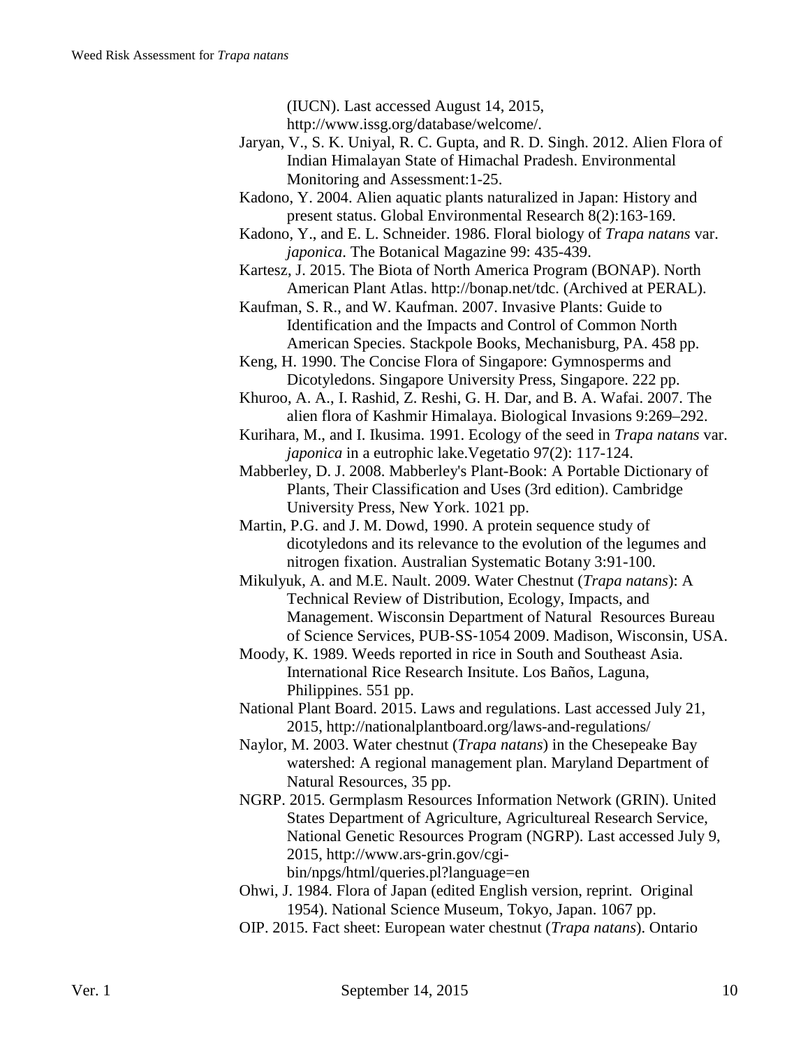(IUCN). Last accessed August 14, 2015, http://www.issg.org/database/welcome/.

Jaryan, V., S. K. Uniyal, R. C. Gupta, and R. D. Singh. 2012. Alien Flora of Indian Himalayan State of Himachal Pradesh. Environmental Monitoring and Assessment:1-25.

Kadono, Y. 2004. Alien aquatic plants naturalized in Japan: History and present status. Global Environmental Research 8(2):163-169.

Kadono, Y., and E. L. Schneider. 1986. Floral biology of *Trapa natans* var. *japonica*. The Botanical Magazine 99: 435-439.

Kartesz, J. 2015. The Biota of North America Program (BONAP). North American Plant Atlas. http://bonap.net/tdc. (Archived at PERAL).

Kaufman, S. R., and W. Kaufman. 2007. Invasive Plants: Guide to Identification and the Impacts and Control of Common North American Species. Stackpole Books, Mechanisburg, PA. 458 pp.

Keng, H. 1990. The Concise Flora of Singapore: Gymnosperms and Dicotyledons. Singapore University Press, Singapore. 222 pp.

Khuroo, A. A., I. Rashid, Z. Reshi, G. H. Dar, and B. A. Wafai. 2007. The alien flora of Kashmir Himalaya. Biological Invasions 9:269–292.

Kurihara, M., and I. Ikusima. 1991. Ecology of the seed in *Trapa natans* var. *japonica* in a eutrophic lake.Vegetatio 97(2): 117-124.

Mabberley, D. J. 2008. Mabberley's Plant-Book: A Portable Dictionary of Plants, Their Classification and Uses (3rd edition). Cambridge University Press, New York. 1021 pp.

Martin, P.G. and J. M. Dowd, 1990. A protein sequence study of dicotyledons and its relevance to the evolution of the legumes and nitrogen fixation. Australian Systematic Botany 3:91-100.

Mikulyuk, A. and M.E. Nault. 2009. Water Chestnut (*Trapa natans*): A Technical Review of Distribution, Ecology, Impacts, and Management. Wisconsin Department of Natural Resources Bureau of Science Services, PUB-SS-1054 2009. Madison, Wisconsin, USA.

Moody, K. 1989. Weeds reported in rice in South and Southeast Asia. International Rice Research Insitute. Los Baños, Laguna, Philippines. 551 pp.

National Plant Board. 2015. Laws and regulations. Last accessed July 21, 2015, http://nationalplantboard.org/laws-and-regulations/

Naylor, M. 2003. Water chestnut (*Trapa natans*) in the Chesepeake Bay watershed: A regional management plan. Maryland Department of Natural Resources, 35 pp.

NGRP. 2015. Germplasm Resources Information Network (GRIN). United States Department of Agriculture, Agricultureal Research Service, National Genetic Resources Program (NGRP). Last accessed July 9, 2015, http://www.ars-grin.gov/cgi-bin/npgs/html/queries.pl?language=en

Ohwi, J. 1984. Flora of Japan (edited English version, reprint. Original 1954). National Science Museum, Tokyo, Japan. 1067 pp.

OIP. 2015. Fact sheet: European water chestnut (*Trapa natans*). Ontario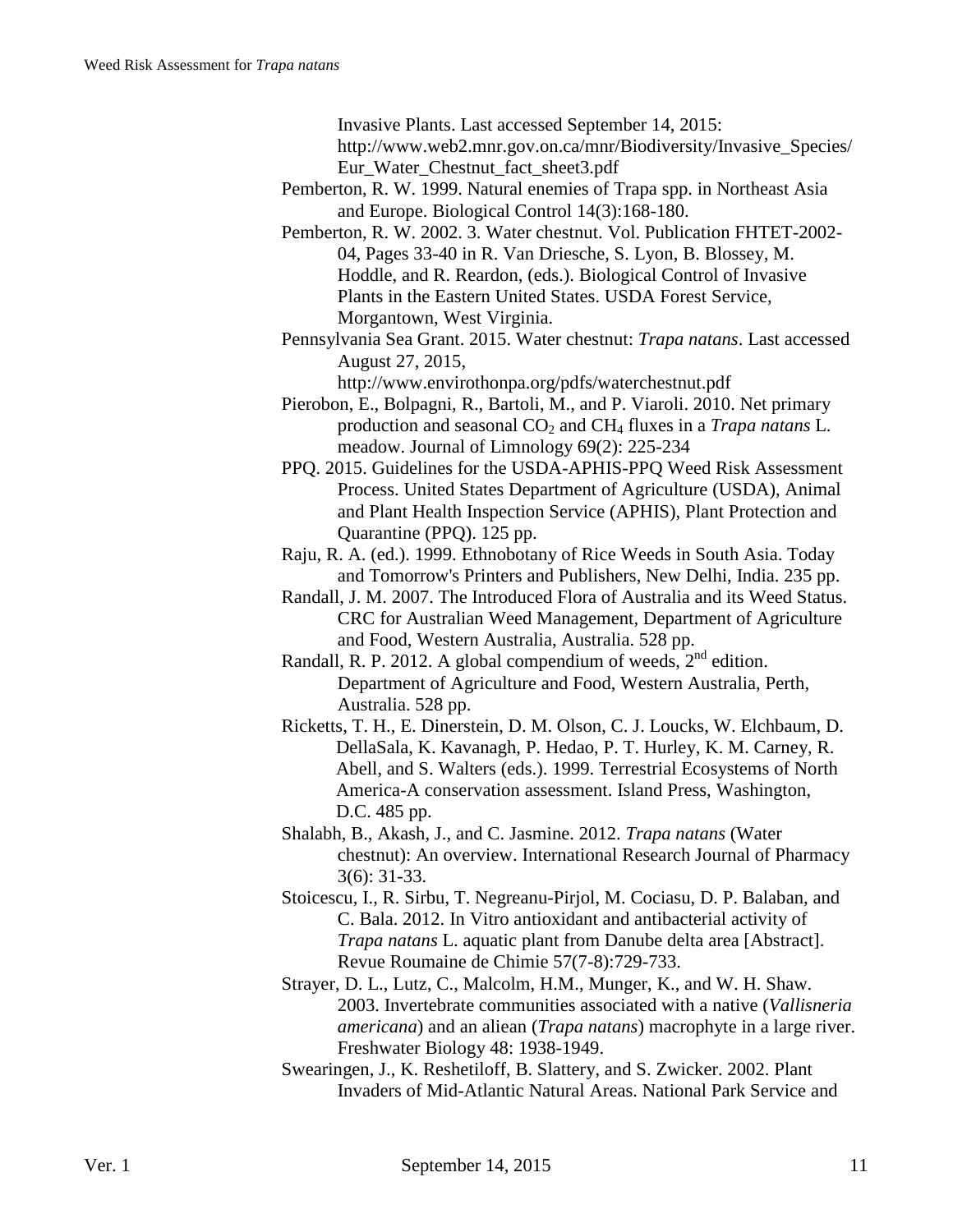Invasive Plants. Last accessed September 14, 2015: http://www.web2.mnr.gov.on.ca/mnr/Biodiversity/Invasive_Species/Eur_Water_Chestnut_fact_sheet3.pdf

Pemberton, R. W. 1999. Natural enemies of Trapa spp. in Northeast Asia and Europe. Biological Control 14(3):168-180.

Pemberton, R. W. 2002. 3. Water chestnut. Vol. Publication FHTET-2002-04, Pages 33-40 in R. Van Driesche, S. Lyon, B. Blossey, M. Hoddle, and R. Reardon, (eds.). Biological Control of Invasive Plants in the Eastern United States. USDA Forest Service, Morgantown, West Virginia.

Pennsylvania Sea Grant. 2015. Water chestnut: *Trapa natans*. Last accessed August 27, 2015, http://www.envirothonpa.org/pdfs/waterchestnut.pdf

Pierobon, E., Bolpagni, R., Bartoli, M., and P. Viaroli. 2010. Net primary production and seasonal $CO_2$ and $CH_4$ fluxes in a *Trapa natans* L. meadow. Journal of Limnology 69(2): 225-234

PPQ. 2015. Guidelines for the USDA-APHIS-PPQ Weed Risk Assessment Process. United States Department of Agriculture (USDA), Animal and Plant Health Inspection Service (APHIS), Plant Protection and Quarantine (PPQ). 125 pp.

Raju, R. A. (ed.). 1999. Ethnobotany of Rice Weeds in South Asia. Today and Tomorrow's Printers and Publishers, New Delhi, India. 235 pp.

Randall, J. M. 2007. The Introduced Flora of Australia and its Weed Status. CRC for Australian Weed Management, Department of Agriculture and Food, Western Australia, Australia. 528 pp.

Randall, R. P. 2012. A global compendium of weeds, 2nd edition. Department of Agriculture and Food, Western Australia, Perth, Australia. 528 pp.

Ricketts, T. H., E. Dinerstein, D. M. Olson, C. J. Loucks, W. Elchbaum, D. DellaSala, K. Kavanagh, P. Hedao, P. T. Hurley, K. M. Carney, R. Abell, and S. Walters (eds.). 1999. Terrestrial Ecosystems of North America-A conservation assessment. Island Press, Washington, D.C. 485 pp.

Shalabh, B., Akash, J., and C. Jasmine. 2012. *Trapa natans* (Water chestnut): An overview. International Research Journal of Pharmacy 3(6): 31-33.

Stoicescu, I., R. Sirbu, T. Negreanu-Pirjol, M. Cociasu, D. P. Balaban, and C. Bala. 2012. In Vitro antioxidant and antibacterial activity of *Trapa natans* L. aquatic plant from Danube delta area [Abstract]. Revue Roumaine de Chimie 57(7-8):729-733.

Strayer, D. L., Lutz, C., Malcolm, H.M., Munger, K., and W. H. Shaw. 2003. Invertebrate communities associated with a native (*Vallisneria americana*) and an aliean (*Trapa natans*) macrophyte in a large river. Freshwater Biology 48: 1938-1949.

Swearingen, J., K. Reshetiloff, B. Slattery, and S. Zwicker. 2002. Plant Invaders of Mid-Atlantic Natural Areas. National Park Service and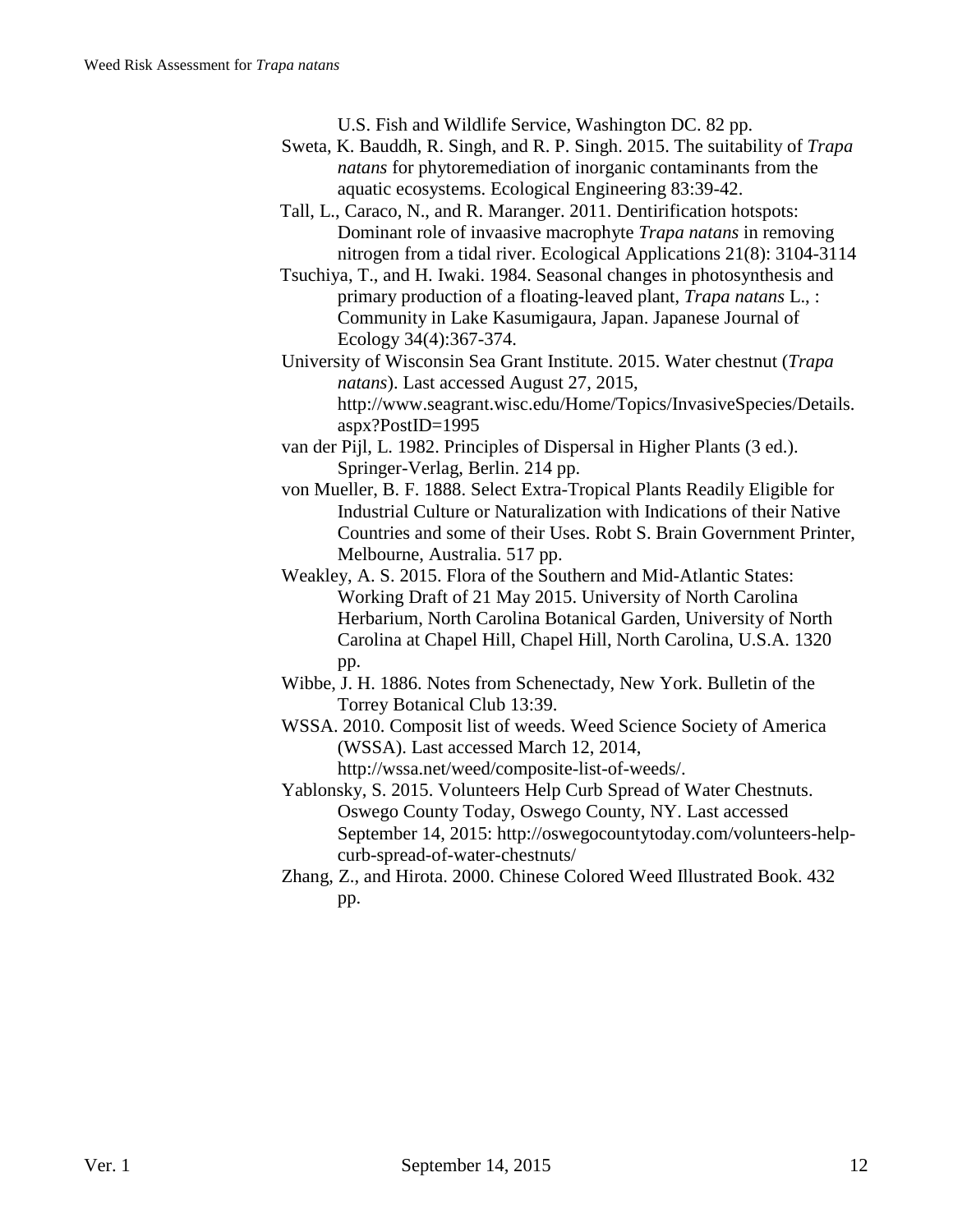U.S. Fish and Wildlife Service, Washington DC. 82 pp.

Sweta, K. Bauddh, R. Singh, and R. P. Singh. 2015. The suitability of *Trapa natans* for phytoremediation of inorganic contaminants from the aquatic ecosystems. Ecological Engineering 83:39-42.

Tall, L., Caraco, N., and R. Maranger. 2011. Dentirification hotspots: Dominant role of invaasive macrophyte *Trapa natans* in removing nitrogen from a tidal river. Ecological Applications 21(8): 3104-3114

Tsuchiya, T., and H. Iwaki. 1984. Seasonal changes in photosynthesis and primary production of a floating-leaved plant, *Trapa natans* L., : Community in Lake Kasumigaura, Japan. Japanese Journal of Ecology 34(4):367-374.

University of Wisconsin Sea Grant Institute. 2015. Water chestnut (*Trapa natans*). Last accessed August 27, 2015, http://www.seagrant.wisc.edu/Home/Topics/InvasiveSpecies/Details.aspx?PostID=1995

van der Pijl, L. 1982. Principles of Dispersal in Higher Plants (3 ed.). Springer-Verlag, Berlin. 214 pp.

von Mueller, B. F. 1888. Select Extra-Tropical Plants Readily Eligible for Industrial Culture or Naturalization with Indications of their Native Countries and some of their Uses. Robt S. Brain Government Printer, Melbourne, Australia. 517 pp.

Weakley, A. S. 2015. Flora of the Southern and Mid-Atlantic States: Working Draft of 21 May 2015. University of North Carolina Herbarium, North Carolina Botanical Garden, University of North Carolina at Chapel Hill, Chapel Hill, North Carolina, U.S.A. 1320 pp.

Wibbe, J. H. 1886. Notes from Schenectady, New York. Bulletin of the Torrey Botanical Club 13:39.

WSSA. 2010. Composit list of weeds. Weed Science Society of America (WSSA). Last accessed March 12, 2014, http://wssa.net/weed/composite-list-of-weeds/.

Yablonsky, S. 2015. Volunteers Help Curb Spread of Water Chestnuts. Oswego County Today, Oswego County, NY. Last accessed September 14, 2015: http://oswegocountytoday.com/volunteers-help-curb-spread-of-water-chestnuts/

Zhang, Z., and Hirota. 2000. Chinese Colored Weed Illustrated Book. 432 pp.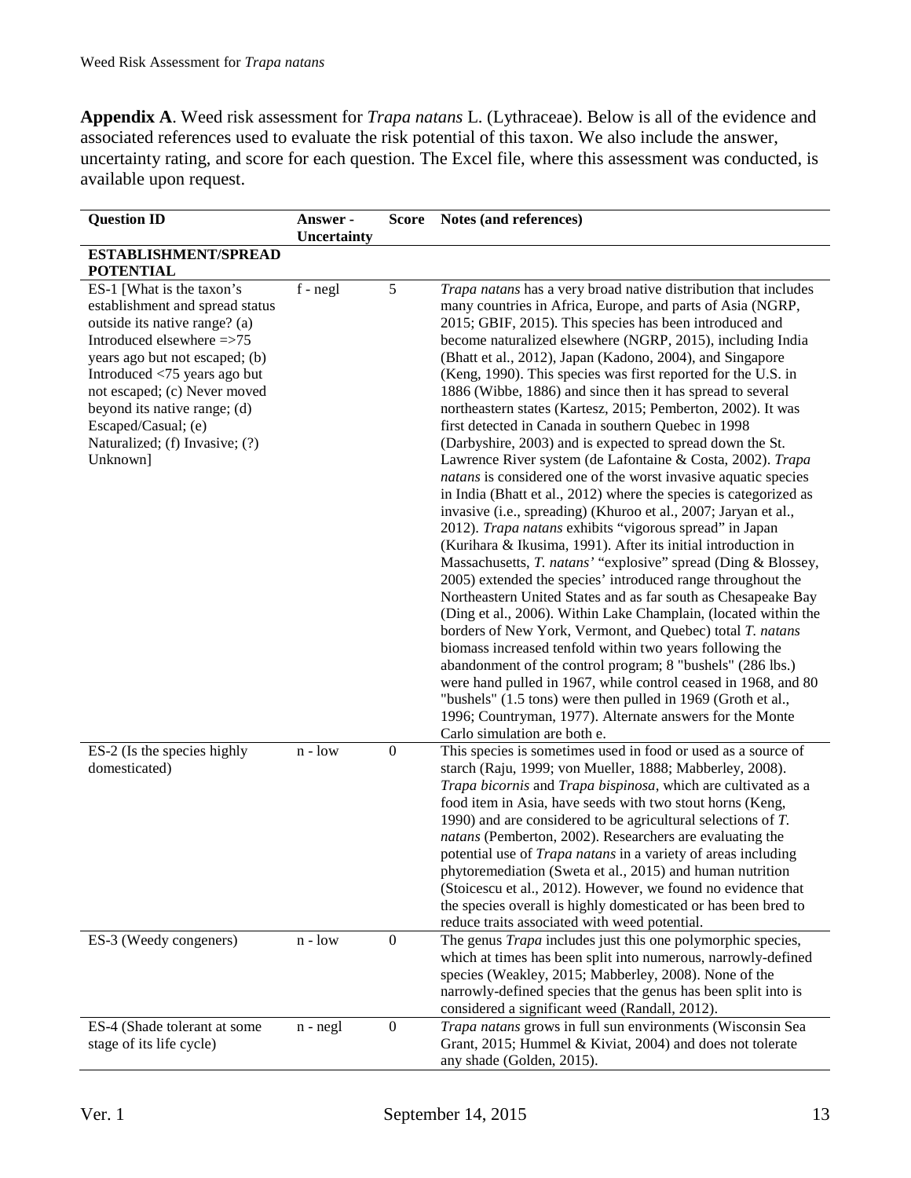**Appendix A**. Weed risk assessment for *Trapa natans* L. (Lythraceae). Below is all of the evidence and associated references used to evaluate the risk potential of this taxon. We also include the answer, uncertainty rating, and score for each question. The Excel file, where this assessment was conducted, is available upon request.

| Question ID | Answer - Uncertainty | Score | Notes (and references) |
|---|---|---|---|
| **ESTABLISHMENT/SPREAD POTENTIAL** | | | |
| ES-1 [What is the taxon's establishment and spread status outside its native range? (a) Introduced elsewhere =>75 years ago but not escaped; (b) Introduced <75 years ago but not escaped; (c) Never moved beyond its native range; (d) Escaped/Casual; (e) Naturalized; (f) Invasive; (?) Unknown] | f - negl | 5 | *Trapa natans* has a very broad native distribution that includes many countries in Africa, Europe, and parts of Asia (NGRP, 2015; GBIF, 2015). This species has been introduced and become naturalized elsewhere (NGRP, 2015), including India (Bhatt et al., 2012), Japan (Kadono, 2004), and Singapore (Keng, 1990). This species was first reported for the U.S. in 1886 (Wibbe, 1886) and since then it has spread to several northeastern states (Kartesz, 2015; Pemberton, 2002). It was first detected in Canada in southern Quebec in 1998 (Darbyshire, 2003) and is expected to spread down the St. Lawrence River system (de Lafontaine & Costa, 2002). *Trapa natans* is considered one of the worst invasive aquatic species in India (Bhatt et al., 2012) where the species is categorized as invasive (i.e., spreading) (Khuroo et al., 2007; Jaryan et al., 2012). *Trapa natans* exhibits "vigorous spread" in Japan (Kurihara & Ikusima, 1991). After its initial introduction in Massachusetts, *T. natans'* "explosive" spread (Ding & Blossey, 2005) extended the species' introduced range throughout the Northeastern United States and as far south as Chesapeake Bay (Ding et al., 2006). Within Lake Champlain, (located within the borders of New York, Vermont, and Quebec) total *T. natans* biomass increased tenfold within two years following the abandonment of the control program; 8 "bushels" (286 lbs.) were hand pulled in 1967, while control ceased in 1968, and 80 "bushels" (1.5 tons) were then pulled in 1969 (Groth et al., 1996; Countryman, 1977). Alternate answers for the Monte Carlo simulation are both e. |
| ES-2 (Is the species highly domesticated) | n - low | 0 | This species is sometimes used in food or used as a source of starch (Raju, 1999; von Mueller, 1888; Mabberley, 2008). *Trapa bicornis* and *Trapa bispinosa*, which are cultivated as a food item in Asia, have seeds with two stout horns (Keng, 1990) and are considered to be agricultural selections of *T. natans* (Pemberton, 2002). Researchers are evaluating the potential use of *Trapa natans* in a variety of areas including phytoremediation (Sweta et al., 2015) and human nutrition (Stoicescu et al., 2012). However, we found no evidence that the species overall is highly domesticated or has been bred to reduce traits associated with weed potential. |
| ES-3 (Weedy congeners) | n - low | 0 | The genus *Trapa* includes just this one polymorphic species, which at times has been split into numerous, narrowly-defined species (Weakley, 2015; Mabberley, 2008). None of the narrowly-defined species that the genus has been split into is considered a significant weed (Randall, 2012). |
| ES-4 (Shade tolerant at some stage of its life cycle) | n - negl | 0 | *Trapa natans* grows in full sun environments (Wisconsin Sea Grant, 2015; Hummel & Kiviat, 2004) and does not tolerate any shade (Golden, 2015). |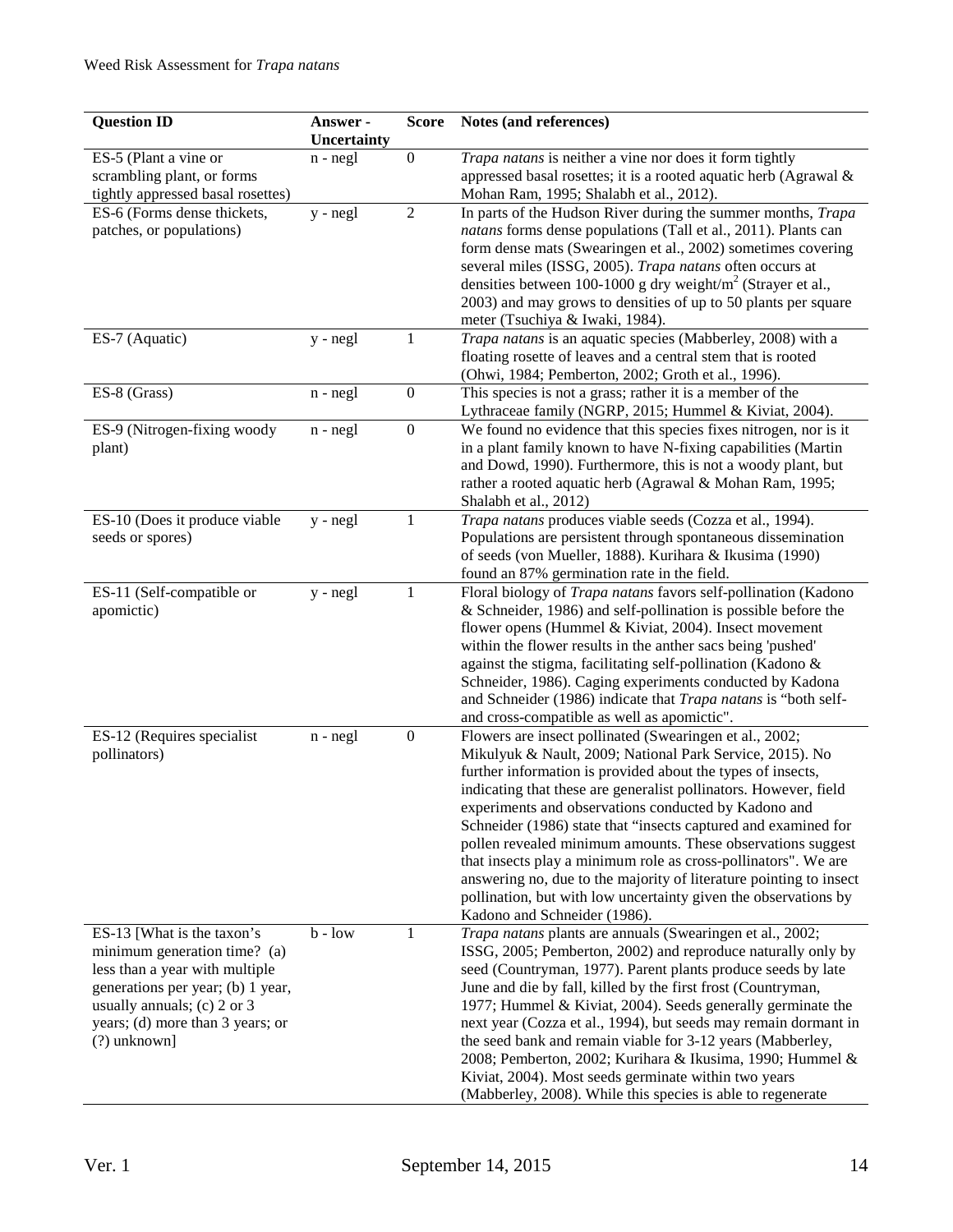| Question ID | Answer - Uncertainty | Score | Notes (and references) |
|---|---|---|---|
| ES-5 (Plant a vine or scrambling plant, or forms tightly appressed basal rosettes) | n - negl | 0 | *Trapa natans* is neither a vine nor does it form tightly appressed basal rosettes; it is a rooted aquatic herb (Agrawal & Mohan Ram, 1995; Shalabh et al., 2012). |
| ES-6 (Forms dense thickets, patches, or populations) | y - negl | 2 | In parts of the Hudson River during the summer months, *Trapa natans* forms dense populations (Tall et al., 2011). Plants can form dense mats (Swearingen et al., 2002) sometimes covering several miles (ISSG, 2005). *Trapa natans* often occurs at densities between 100-1000 g dry weight/$m^2$ (Strayer et al., 2003) and may grows to densities of up to 50 plants per square meter (Tsuchiya & Iwaki, 1984). |
| ES-7 (Aquatic) | y - negl | 1 | *Trapa natans* is an aquatic species (Mabberley, 2008) with a floating rosette of leaves and a central stem that is rooted (Ohwi, 1984; Pemberton, 2002; Groth et al., 1996). |
| ES-8 (Grass) | n - negl | 0 | This species is not a grass; rather it is a member of the Lythraceae family (NGRP, 2015; Hummel & Kiviat, 2004). |
| ES-9 (Nitrogen-fixing woody plant) | n - negl | 0 | We found no evidence that this species fixes nitrogen, nor is it in a plant family known to have N-fixing capabilities (Martin and Dowd, 1990). Furthermore, this is not a woody plant, but rather a rooted aquatic herb (Agrawal & Mohan Ram, 1995; Shalabh et al., 2012) |
| ES-10 (Does it produce viable seeds or spores) | y - negl | 1 | *Trapa natans* produces viable seeds (Cozza et al., 1994). Populations are persistent through spontaneous dissemination of seeds (von Mueller, 1888). Kurihara & Ikusima (1990) found an 87% germination rate in the field. |
| ES-11 (Self-compatible or apomictic) | y - negl | 1 | Floral biology of *Trapa natans* favors self-pollination (Kadono & Schneider, 1986) and self-pollination is possible before the flower opens (Hummel & Kiviat, 2004). Insect movement within the flower results in the anther sacs being 'pushed' against the stigma, facilitating self-pollination (Kadono & Schneider, 1986). Caging experiments conducted by Kadona and Schneider (1986) indicate that *Trapa natans* is "both self- and cross-compatible as well as apomictic". |
| ES-12 (Requires specialist pollinators) | n - negl | 0 | Flowers are insect pollinated (Swearingen et al., 2002; Mikulyuk & Nault, 2009; National Park Service, 2015). No further information is provided about the types of insects, indicating that these are generalist pollinators. However, field experiments and observations conducted by Kadono and Schneider (1986) state that "insects captured and examined for pollen revealed minimum amounts. These observations suggest that insects play a minimum role as cross-pollinators". We are answering no, due to the majority of literature pointing to insect pollination, but with low uncertainty given the observations by Kadono and Schneider (1986). |
| ES-13 [What is the taxon's minimum generation time? (a) less than a year with multiple generations per year; (b) 1 year, usually annuals; (c) 2 or 3 years; (d) more than 3 years; or (?) unknown] | b - low | 1 | *Trapa natans* plants are annuals (Swearingen et al., 2002; ISSG, 2005; Pemberton, 2002) and reproduce naturally only by seed (Countryman, 1977). Parent plants produce seeds by late June and die by fall, killed by the first frost (Countryman, 1977; Hummel & Kiviat, 2004). Seeds generally germinate the next year (Cozza et al., 1994), but seeds may remain dormant in the seed bank and remain viable for 3-12 years (Mabberley, 2008; Pemberton, 2002; Kurihara & Ikusima, 1990; Hummel & Kiviat, 2004). Most seeds germinate within two years (Mabberley, 2008). While this species is able to regenerate |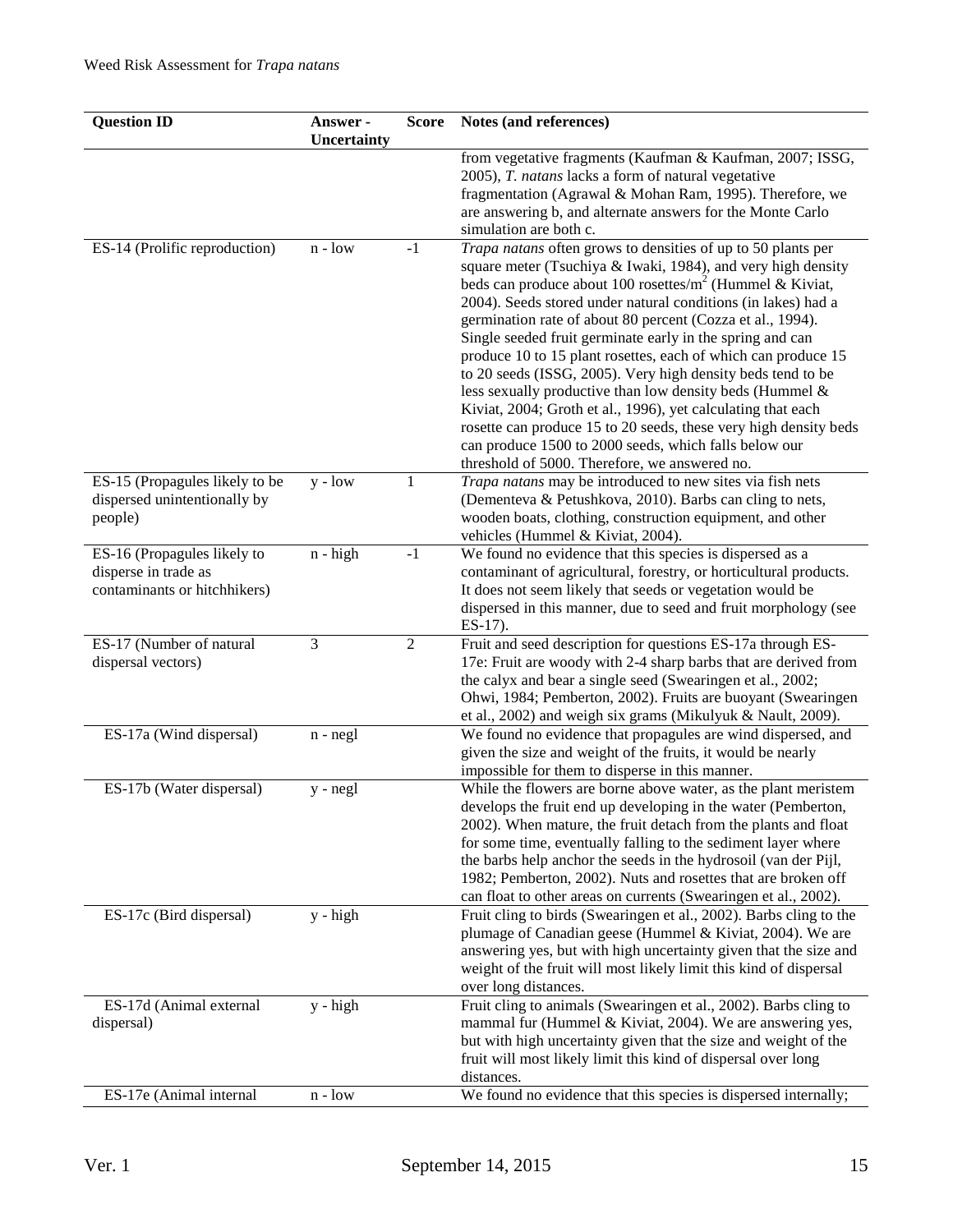| Question ID | Answer - Uncertainty | Score | Notes (and references) |
|---|---|---|---|
| | | | from vegetative fragments (Kaufman & Kaufman, 2007; ISSG, 2005), *T. natans* lacks a form of natural vegetative fragmentation (Agrawal & Mohan Ram, 1995). Therefore, we are answering b, and alternate answers for the Monte Carlo simulation are both c. |
| ES-14 (Prolific reproduction) | n - low | -1 | *Trapa natans* often grows to densities of up to 50 plants per square meter (Tsuchiya & Iwaki, 1984), and very high density beds can produce about 100 rosettes/m$^2$ (Hummel & Kiviat, 2004). Seeds stored under natural conditions (in lakes) had a germination rate of about 80 percent (Cozza et al., 1994). Single seeded fruit germinate early in the spring and can produce 10 to 15 plant rosettes, each of which can produce 15 to 20 seeds (ISSG, 2005). Very high density beds tend to be less sexually productive than low density beds (Hummel & Kiviat, 2004; Groth et al., 1996), yet calculating that each rosette can produce 15 to 20 seeds, these very high density beds can produce 1500 to 2000 seeds, which falls below our threshold of 5000. Therefore, we answered no. |
| ES-15 (Propagules likely to be dispersed unintentionally by people) | y - low | 1 | *Trapa natans* may be introduced to new sites via fish nets (Dementeva & Petushkova, 2010). Barbs can cling to nets, wooden boats, clothing, construction equipment, and other vehicles (Hummel & Kiviat, 2004). |
| ES-16 (Propagules likely to disperse in trade as contaminants or hitchhikers) | n - high | -1 | We found no evidence that this species is dispersed as a contaminant of agricultural, forestry, or horticultural products. It does not seem likely that seeds or vegetation would be dispersed in this manner, due to seed and fruit morphology (see ES-17). |
| ES-17 (Number of natural dispersal vectors) | 3 | 2 | Fruit and seed description for questions ES-17a through ES-17e: Fruit are woody with 2-4 sharp barbs that are derived from the calyx and bear a single seed (Swearingen et al., 2002; Ohwi, 1984; Pemberton, 2002). Fruits are buoyant (Swearingen et al., 2002) and weigh six grams (Mikulyuk & Nault, 2009). |
| ES-17a (Wind dispersal) | n - negl | | We found no evidence that propagules are wind dispersed, and given the size and weight of the fruits, it would be nearly impossible for them to disperse in this manner. |
| ES-17b (Water dispersal) | y - negl | | While the flowers are borne above water, as the plant meristem develops the fruit end up developing in the water (Pemberton, 2002). When mature, the fruit detach from the plants and float for some time, eventually falling to the sediment layer where the barbs help anchor the seeds in the hydrosoil (van der Pijl, 1982; Pemberton, 2002). Nuts and rosettes that are broken off can float to other areas on currents (Swearingen et al., 2002). |
| ES-17c (Bird dispersal) | y - high | | Fruit cling to birds (Swearingen et al., 2002). Barbs cling to the plumage of Canadian geese (Hummel & Kiviat, 2004). We are answering yes, but with high uncertainty given that the size and weight of the fruit will most likely limit this kind of dispersal over long distances. |
| ES-17d (Animal external dispersal) | y - high | | Fruit cling to animals (Swearingen et al., 2002). Barbs cling to mammal fur (Hummel & Kiviat, 2004). We are answering yes, but with high uncertainty given that the size and weight of the fruit will most likely limit this kind of dispersal over long distances. |
| ES-17e (Animal internal | n - low | | We found no evidence that this species is dispersed internally; |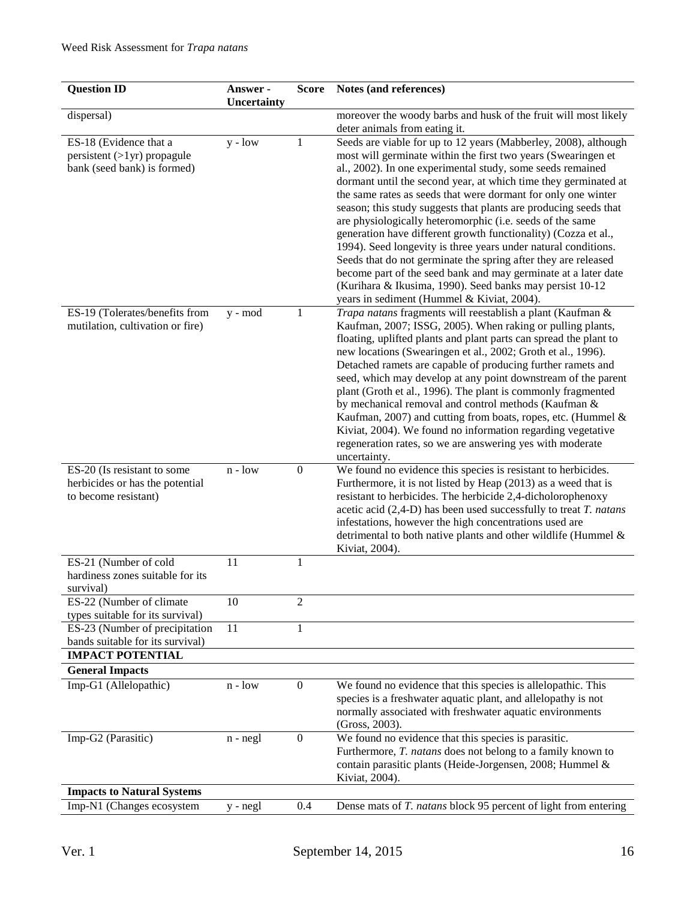| Question ID | Answer - Uncertainty | Score | Notes (and references) |
|---|---|---|---|
| dispersal) | | | moreover the woody barbs and husk of the fruit will most likely deter animals from eating it. |
| ES-18 (Evidence that a persistent (>1yr) propagule bank (seed bank) is formed) | y - low | 1 | Seeds are viable for up to 12 years (Mabberley, 2008), although most will germinate within the first two years (Swearingen et al., 2002). In one experimental study, some seeds remained dormant until the second year, at which time they germinated at the same rates as seeds that were dormant for only one winter season; this study suggests that plants are producing seeds that are physiologically heteromorphic (i.e. seeds of the same generation have different growth functionality) (Cozza et al., 1994). Seed longevity is three years under natural conditions. Seeds that do not germinate the spring after they are released become part of the seed bank and may germinate at a later date (Kurihara & Ikusima, 1990). Seed banks may persist 10-12 years in sediment (Hummel & Kiviat, 2004). |
| ES-19 (Tolerates/benefits from mutilation, cultivation or fire) | y - mod | 1 | *Trapa natans* fragments will reestablish a plant (Kaufman & Kaufman, 2007; ISSG, 2005). When raking or pulling plants, floating, uplifted plants and plant parts can spread the plant to new locations (Swearingen et al., 2002; Groth et al., 1996). Detached ramets are capable of producing further ramets and seed, which may develop at any point downstream of the parent plant (Groth et al., 1996). The plant is commonly fragmented by mechanical removal and control methods (Kaufman & Kaufman, 2007) and cutting from boats, ropes, etc. (Hummel & Kiviat, 2004). We found no information regarding vegetative regeneration rates, so we are answering yes with moderate uncertainty. |
| ES-20 (Is resistant to some herbicides or has the potential to become resistant) | n - low | 0 | We found no evidence this species is resistant to herbicides. Furthermore, it is not listed by Heap (2013) as a weed that is resistant to herbicides. The herbicide 2,4-dicholorophenoxy acetic acid (2,4-D) has been used successfully to treat *T. natans* infestations, however the high concentrations used are detrimental to both native plants and other wildlife (Hummel & Kiviat, 2004). |
| ES-21 (Number of cold hardiness zones suitable for its survival) | 11 | 1 | |
| ES-22 (Number of climate types suitable for its survival) | 10 | 2 | |
| ES-23 (Number of precipitation bands suitable for its survival) | 11 | 1 | |
| **IMPACT POTENTIAL** | | | |
| **General Impacts** | | | |
| Imp-G1 (Allelopathic) | n - low | 0 | We found no evidence that this species is allelopathic. This species is a freshwater aquatic plant, and allelopathy is not normally associated with freshwater aquatic environments (Gross, 2003). |
| Imp-G2 (Parasitic) | n - negl | 0 | We found no evidence that this species is parasitic. Furthermore, *T. natans* does not belong to a family known to contain parasitic plants (Heide-Jorgensen, 2008; Hummel & Kiviat, 2004). |
| **Impacts to Natural Systems** | | | |
| Imp-N1 (Changes ecosystem | y - negl | 0.4 | Dense mats of *T. natans* block 95 percent of light from entering |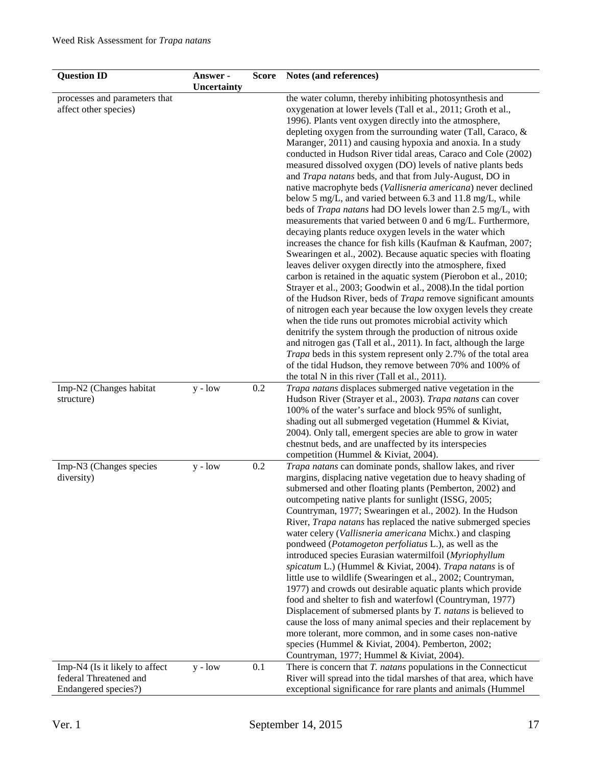| Question ID | Answer - Uncertainty | Score | Notes (and references) |
|---|---|---|---|
| processes and parameters that affect other species) | | | the water column, thereby inhibiting photosynthesis and oxygenation at lower levels (Tall et al., 2011; Groth et al., 1996). Plants vent oxygen directly into the atmosphere, depleting oxygen from the surrounding water (Tall, Caraco, & Maranger, 2011) and causing hypoxia and anoxia. In a study conducted in Hudson River tidal areas, Caraco and Cole (2002) measured dissolved oxygen (DO) levels of native plants beds and *Trapa natans* beds, and that from July-August, DO in native macrophyte beds (*Vallisneria americana*) never declined below 5 mg/L, and varied between 6.3 and 11.8 mg/L, while beds of *Trapa natans* had DO levels lower than 2.5 mg/L, with measurements that varied between 0 and 6 mg/L. Furthermore, decaying plants reduce oxygen levels in the water which increases the chance for fish kills (Kaufman & Kaufman, 2007; Swearingen et al., 2002). Because aquatic species with floating leaves deliver oxygen directly into the atmosphere, fixed carbon is retained in the aquatic system (Pierobon et al., 2010; Strayer et al., 2003; Goodwin et al., 2008).In the tidal portion of the Hudson River, beds of *Trapa* remove significant amounts of nitrogen each year because the low oxygen levels they create when the tide runs out promotes microbial activity which denitrify the system through the production of nitrous oxide and nitrogen gas (Tall et al., 2011). In fact, although the large *Trapa* beds in this system represent only 2.7% of the total area of the tidal Hudson, they remove between 70% and 100% of the total N in this river (Tall et al., 2011). |
| Imp-N2 (Changes habitat structure) | y - low | 0.2 | *Trapa natans* displaces submerged native vegetation in the Hudson River (Strayer et al., 2003). *Trapa natans* can cover 100% of the water's surface and block 95% of sunlight, shading out all submerged vegetation (Hummel & Kiviat, 2004). Only tall, emergent species are able to grow in water chestnut beds, and are unaffected by its interspecies competition (Hummel & Kiviat, 2004). |
| Imp-N3 (Changes species diversity) | y - low | 0.2 | *Trapa natans* can dominate ponds, shallow lakes, and river margins, displacing native vegetation due to heavy shading of submersed and other floating plants (Pemberton, 2002) and outcompeting native plants for sunlight (ISSG, 2005; Countryman, 1977; Swearingen et al., 2002). In the Hudson River, *Trapa natans* has replaced the native submerged species water celery (*Vallisneria americana* Michx.) and clasping pondweed (*Potamogeton perfoliatus* L.), as well as the introduced species Eurasian watermilfoil (*Myriophyllum spicatum* L.) (Hummel & Kiviat, 2004). *Trapa natans* is of little use to wildlife (Swearingen et al., 2002; Countryman, 1977) and crowds out desirable aquatic plants which provide food and shelter to fish and waterfowl (Countryman, 1977) Displacement of submersed plants by *T. natans* is believed to cause the loss of many animal species and their replacement by more tolerant, more common, and in some cases non-native species (Hummel & Kiviat, 2004). Pemberton, 2002; Countryman, 1977; Hummel & Kiviat, 2004). |
| Imp-N4 (Is it likely to affect federal Threatened and Endangered species?) | y - low | 0.1 | There is concern that *T. natans* populations in the Connecticut River will spread into the tidal marshes of that area, which have exceptional significance for rare plants and animals (Hummel |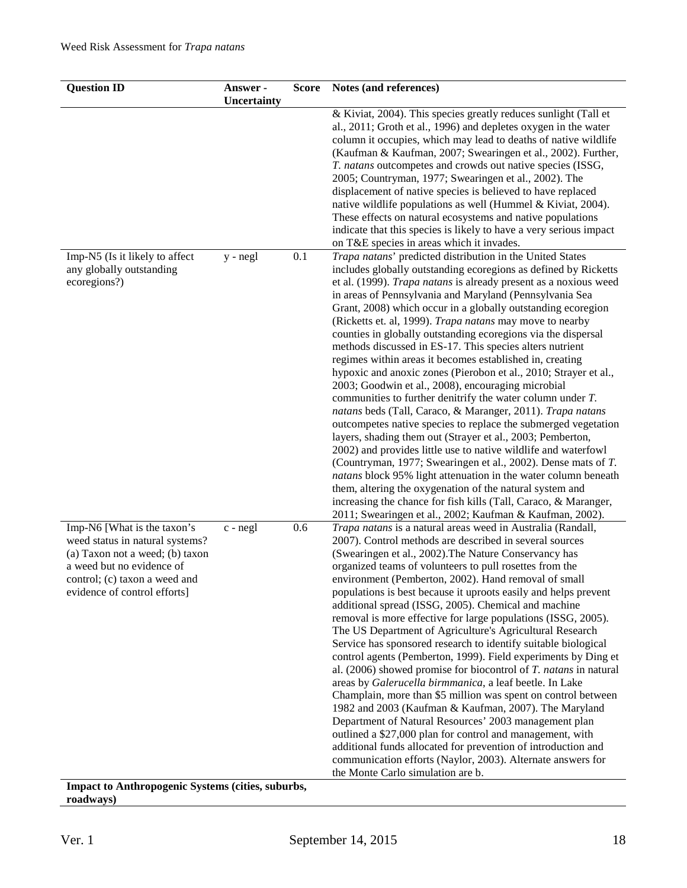| Question ID | Answer - Uncertainty | Score | Notes (and references) |
|---|---|---|---|
| | | | & Kiviat, 2004). This species greatly reduces sunlight (Tall et al., 2011; Groth et al., 1996) and depletes oxygen in the water column it occupies, which may lead to deaths of native wildlife (Kaufman & Kaufman, 2007; Swearingen et al., 2002). Further, *T. natans* outcompetes and crowds out native species (ISSG, 2005; Countryman, 1977; Swearingen et al., 2002). The displacement of native species is believed to have replaced native wildlife populations as well (Hummel & Kiviat, 2004). These effects on natural ecosystems and native populations indicate that this species is likely to have a very serious impact on T&E species in areas which it invades. |
| Imp-N5 (Is it likely to affect any globally outstanding ecoregions?) | y - negl | 0.1 | *Trapa natans*' predicted distribution in the United States includes globally outstanding ecoregions as defined by Ricketts et al. (1999). *Trapa natans* is already present as a noxious weed in areas of Pennsylvania and Maryland (Pennsylvania Sea Grant, 2008) which occur in a globally outstanding ecoregion (Ricketts et. al, 1999). *Trapa natans* may move to nearby counties in globally outstanding ecoregions via the dispersal methods discussed in ES-17. This species alters nutrient regimes within areas it becomes established in, creating hypoxic and anoxic zones (Pierobon et al., 2010; Strayer et al., 2003; Goodwin et al., 2008), encouraging microbial communities to further denitrify the water column under *T. natans* beds (Tall, Caraco, & Maranger, 2011). *Trapa natans* outcompetes native species to replace the submerged vegetation layers, shading them out (Strayer et al., 2003; Pemberton, 2002) and provides little use to native wildlife and waterfowl (Countryman, 1977; Swearingen et al., 2002). Dense mats of *T. natans* block 95% light attenuation in the water column beneath them, altering the oxygenation of the natural system and increasing the chance for fish kills (Tall, Caraco, & Maranger, 2011; Swearingen et al., 2002; Kaufman & Kaufman, 2002). |
| Imp-N6 [What is the taxon's weed status in natural systems? (a) Taxon not a weed; (b) taxon a weed but no evidence of control; (c) taxon a weed and evidence of control efforts] | c - negl | 0.6 | *Trapa natans* is a natural areas weed in Australia (Randall, 2007). Control methods are described in several sources (Swearingen et al., 2002).The Nature Conservancy has organized teams of volunteers to pull rosettes from the environment (Pemberton, 2002). Hand removal of small populations is best because it uproots easily and helps prevent additional spread (ISSG, 2005). Chemical and machine removal is more effective for large populations (ISSG, 2005). The US Department of Agriculture's Agricultural Research Service has sponsored research to identify suitable biological control agents (Pemberton, 1999). Field experiments by Ding et al. (2006) showed promise for biocontrol of *T. natans* in natural areas by *Galerucella birmmanica*, a leaf beetle. In Lake Champlain, more than $5 million was spent on control between 1982 and 2003 (Kaufman & Kaufman, 2007). The Maryland Department of Natural Resources' 2003 management plan outlined a $27,000 plan for control and management, with additional funds allocated for prevention of introduction and communication efforts (Naylor, 2003). Alternate answers for the Monte Carlo simulation are b. |
| **Impact to Anthropogenic Systems (cities, suburbs, roadways)** | | | |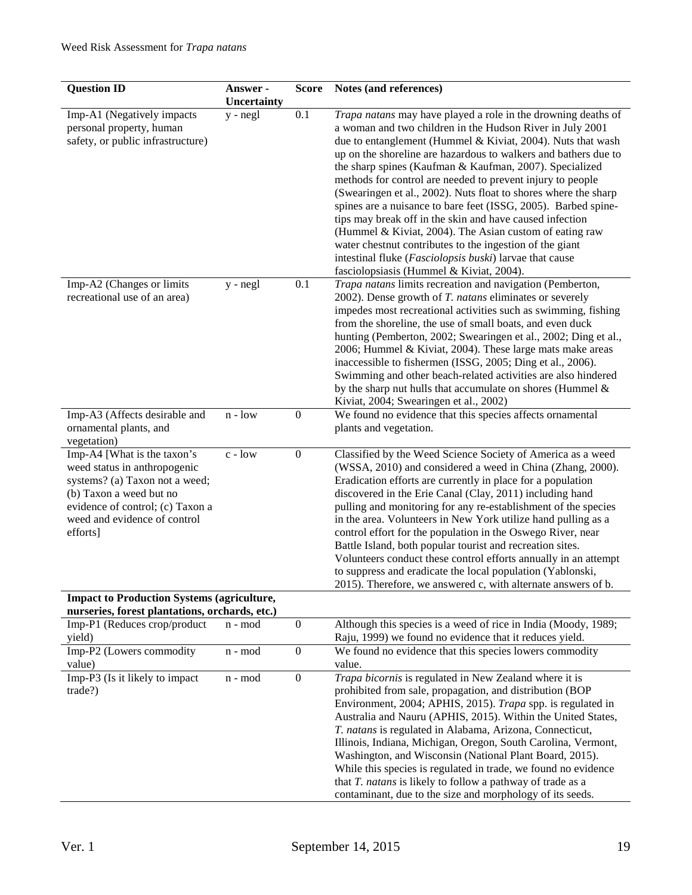| Question ID | Answer - Uncertainty | Score | Notes (and references) |
|---|---|---|---|
| Imp-A1 (Negatively impacts personal property, human safety, or public infrastructure) | y - negl | 0.1 | *Trapa natans* may have played a role in the drowning deaths of a woman and two children in the Hudson River in July 2001 due to entanglement (Hummel & Kiviat, 2004). Nuts that wash up on the shoreline are hazardous to walkers and bathers due to the sharp spines (Kaufman & Kaufman, 2007). Specialized methods for control are needed to prevent injury to people (Swearingen et al., 2002). Nuts float to shores where the sharp spines are a nuisance to bare feet (ISSG, 2005). Barbed spine-tips may break off in the skin and have caused infection (Hummel & Kiviat, 2004). The Asian custom of eating raw water chestnut contributes to the ingestion of the giant intestinal fluke (*Fasciolopsis buski*) larvae that cause fasciolopsiasis (Hummel & Kiviat, 2004). |
| Imp-A2 (Changes or limits recreational use of an area) | y - negl | 0.1 | *Trapa natans* limits recreation and navigation (Pemberton, 2002). Dense growth of *T. natans* eliminates or severely impedes most recreational activities such as swimming, fishing from the shoreline, the use of small boats, and even duck hunting (Pemberton, 2002; Swearingen et al., 2002; Ding et al., 2006; Hummel & Kiviat, 2004). These large mats make areas inaccessible to fishermen (ISSG, 2005; Ding et al., 2006). Swimming and other beach-related activities are also hindered by the sharp nut hulls that accumulate on shores (Hummel & Kiviat, 2004; Swearingen et al., 2002) |
| Imp-A3 (Affects desirable and ornamental plants, and vegetation) | n - low | 0 | We found no evidence that this species affects ornamental plants and vegetation. |
| Imp-A4 [What is the taxon's weed status in anthropogenic systems? (a) Taxon not a weed; (b) Taxon a weed but no evidence of control; (c) Taxon a weed and evidence of control efforts] | c - low | 0 | Classified by the Weed Science Society of America as a weed (WSSA, 2010) and considered a weed in China (Zhang, 2000). Eradication efforts are currently in place for a population discovered in the Erie Canal (Clay, 2011) including hand pulling and monitoring for any re-establishment of the species in the area. Volunteers in New York utilize hand pulling as a control effort for the population in the Oswego River, near Battle Island, both popular tourist and recreation sites. Volunteers conduct these control efforts annually in an attempt to suppress and eradicate the local population (Yablonski, 2015). Therefore, we answered c, with alternate answers of b. |
| **Impact to Production Systems (agriculture, nurseries, forest plantations, orchards, etc.)** | | | |
| Imp-P1 (Reduces crop/product yield) | n - mod | 0 | Although this species is a weed of rice in India (Moody, 1989; Raju, 1999) we found no evidence that it reduces yield. |
| Imp-P2 (Lowers commodity value) | n - mod | 0 | We found no evidence that this species lowers commodity value. |
| Imp-P3 (Is it likely to impact trade?) | n - mod | 0 | *Trapa bicornis* is regulated in New Zealand where it is prohibited from sale, propagation, and distribution (BOP Environment, 2004; APHIS, 2015). *Trapa* spp. is regulated in Australia and Nauru (APHIS, 2015). Within the United States, *T. natans* is regulated in Alabama, Arizona, Connecticut, Illinois, Indiana, Michigan, Oregon, South Carolina, Vermont, Washington, and Wisconsin (National Plant Board, 2015). While this species is regulated in trade, we found no evidence that *T. natans* is likely to follow a pathway of trade as a contaminant, due to the size and morphology of its seeds. |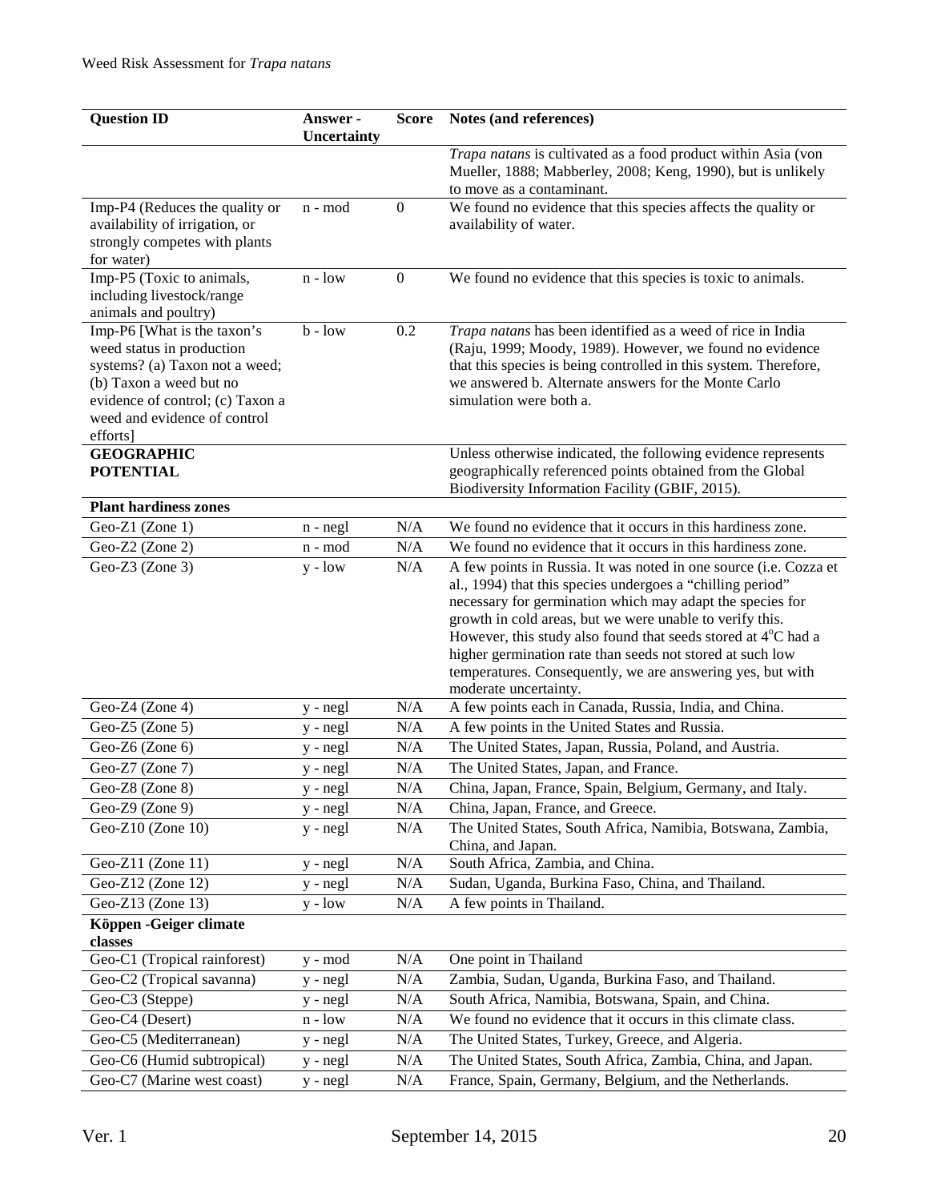| Question ID | Answer - Uncertainty | Score | Notes (and references) |
|---|---|---|---|
| | | | *Trapa natans* is cultivated as a food product within Asia (von Mueller, 1888; Mabberley, 2008; Keng, 1990), but is unlikely to move as a contaminant. |
| Imp-P4 (Reduces the quality or availability of irrigation, or strongly competes with plants for water) | n - mod | 0 | We found no evidence that this species affects the quality or availability of water. |
| Imp-P5 (Toxic to animals, including livestock/range animals and poultry) | n - low | 0 | We found no evidence that this species is toxic to animals. |
| Imp-P6 [What is the taxon's weed status in production systems? (a) Taxon not a weed; (b) Taxon a weed but no evidence of control; (c) Taxon a weed and evidence of control efforts] | b - low | 0.2 | *Trapa natans* has been identified as a weed of rice in India (Raju, 1999; Moody, 1989). However, we found no evidence that this species is being controlled in this system. Therefore, we answered b. Alternate answers for the Monte Carlo simulation were both a. |
| **GEOGRAPHIC POTENTIAL** | | | Unless otherwise indicated, the following evidence represents geographically referenced points obtained from the Global Biodiversity Information Facility (GBIF, 2015). |
| **Plant hardiness zones** | | | |
| Geo-Z1 (Zone 1) | n - negl | N/A | We found no evidence that it occurs in this hardiness zone. |
| Geo-Z2 (Zone 2) | n - mod | N/A | We found no evidence that it occurs in this hardiness zone. |
| Geo-Z3 (Zone 3) | y - low | N/A | A few points in Russia. It was noted in one source (i.e. Cozza et al., 1994) that this species undergoes a "chilling period" necessary for germination which may adapt the species for growth in cold areas, but we were unable to verify this. However, this study also found that seeds stored at 4°C had a higher germination rate than seeds not stored at such low temperatures. Consequently, we are answering yes, but with moderate uncertainty. |
| Geo-Z4 (Zone 4) | y - negl | N/A | A few points each in Canada, Russia, India, and China. |
| Geo-Z5 (Zone 5) | y - negl | N/A | A few points in the United States and Russia. |
| Geo-Z6 (Zone 6) | y - negl | N/A | The United States, Japan, Russia, Poland, and Austria. |
| Geo-Z7 (Zone 7) | y - negl | N/A | The United States, Japan, and France. |
| Geo-Z8 (Zone 8) | y - negl | N/A | China, Japan, France, Spain, Belgium, Germany, and Italy. |
| Geo-Z9 (Zone 9) | y - negl | N/A | China, Japan, France, and Greece. |
| Geo-Z10 (Zone 10) | y - negl | N/A | The United States, South Africa, Namibia, Botswana, Zambia, China, and Japan. |
| Geo-Z11 (Zone 11) | y - negl | N/A | South Africa, Zambia, and China. |
| Geo-Z12 (Zone 12) | y - negl | N/A | Sudan, Uganda, Burkina Faso, China, and Thailand. |
| Geo-Z13 (Zone 13) | y - low | N/A | A few points in Thailand. |
| **Köppen -Geiger climate classes** | | | |
| Geo-C1 (Tropical rainforest) | y - mod | N/A | One point in Thailand |
| Geo-C2 (Tropical savanna) | y - negl | N/A | Zambia, Sudan, Uganda, Burkina Faso, and Thailand. |
| Geo-C3 (Steppe) | y - negl | N/A | South Africa, Namibia, Botswana, Spain, and China. |
| Geo-C4 (Desert) | n - low | N/A | We found no evidence that it occurs in this climate class. |
| Geo-C5 (Mediterranean) | y - negl | N/A | The United States, Turkey, Greece, and Algeria. |
| Geo-C6 (Humid subtropical) | y - negl | N/A | The United States, South Africa, Zambia, China, and Japan. |
| Geo-C7 (Marine west coast) | y - negl | N/A | France, Spain, Germany, Belgium, and the Netherlands. |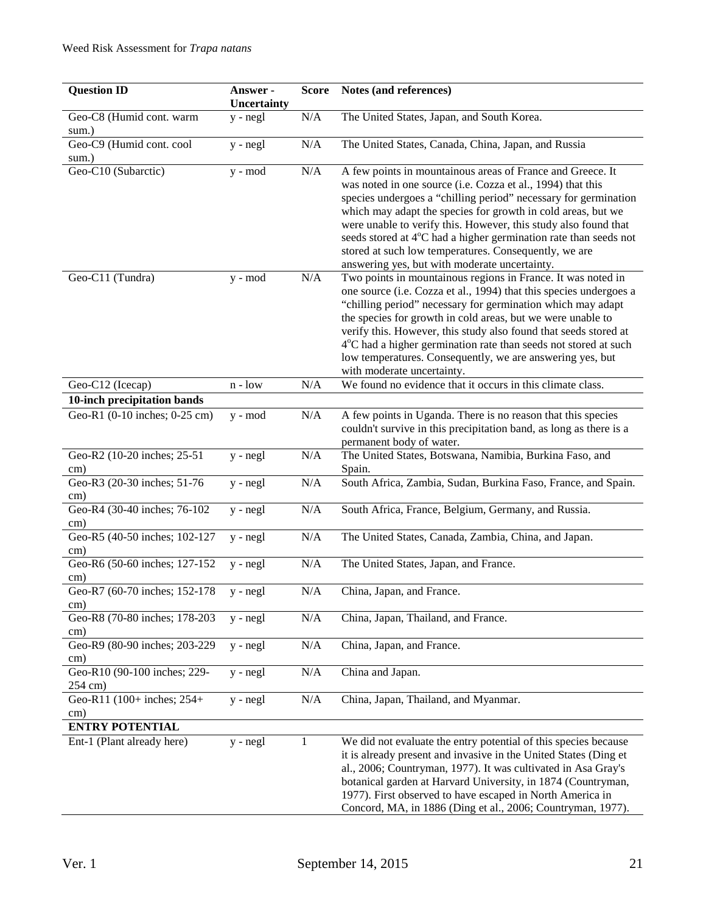| Question ID | Answer - Uncertainty | Score | Notes (and references) |
|---|---|---|---|
| Geo-C8 (Humid cont. warm sum.) | y - negl | N/A | The United States, Japan, and South Korea. |
| Geo-C9 (Humid cont. cool sum.) | y - negl | N/A | The United States, Canada, China, Japan, and Russia |
| Geo-C10 (Subarctic) | y - mod | N/A | A few points in mountainous areas of France and Greece. It was noted in one source (i.e. Cozza et al., 1994) that this species undergoes a "chilling period" necessary for germination which may adapt the species for growth in cold areas, but we were unable to verify this. However, this study also found that seeds stored at 4°C had a higher germination rate than seeds not stored at such low temperatures. Consequently, we are answering yes, but with moderate uncertainty. |
| Geo-C11 (Tundra) | y - mod | N/A | Two points in mountainous regions in France. It was noted in one source (i.e. Cozza et al., 1994) that this species undergoes a "chilling period" necessary for germination which may adapt the species for growth in cold areas, but we were unable to verify this. However, this study also found that seeds stored at 4°C had a higher germination rate than seeds not stored at such low temperatures. Consequently, we are answering yes, but with moderate uncertainty. |
| Geo-C12 (Icecap) | n - low | N/A | We found no evidence that it occurs in this climate class. |
| **10-inch precipitation bands** | | | |
| Geo-R1 (0-10 inches; 0-25 cm) | y - mod | N/A | A few points in Uganda. There is no reason that this species couldn't survive in this precipitation band, as long as there is a permanent body of water. |
| Geo-R2 (10-20 inches; 25-51 cm) | y - negl | N/A | The United States, Botswana, Namibia, Burkina Faso, and Spain. |
| Geo-R3 (20-30 inches; 51-76 cm) | y - negl | N/A | South Africa, Zambia, Sudan, Burkina Faso, France, and Spain. |
| Geo-R4 (30-40 inches; 76-102 cm) | y - negl | N/A | South Africa, France, Belgium, Germany, and Russia. |
| Geo-R5 (40-50 inches; 102-127 cm) | y - negl | N/A | The United States, Canada, Zambia, China, and Japan. |
| Geo-R6 (50-60 inches; 127-152 cm) | y - negl | N/A | The United States, Japan, and France. |
| Geo-R7 (60-70 inches; 152-178 cm) | y - negl | N/A | China, Japan, and France. |
| Geo-R8 (70-80 inches; 178-203 cm) | y - negl | N/A | China, Japan, Thailand, and France. |
| Geo-R9 (80-90 inches; 203-229 cm) | y - negl | N/A | China, Japan, and France. |
| Geo-R10 (90-100 inches; 229-254 cm) | y - negl | N/A | China and Japan. |
| Geo-R11 (100+ inches; 254+ cm) | y - negl | N/A | China, Japan, Thailand, and Myanmar. |
| **ENTRY POTENTIAL** | | | |
| Ent-1 (Plant already here) | y - negl | 1 | We did not evaluate the entry potential of this species because it is already present and invasive in the United States (Ding et al., 2006; Countryman, 1977). It was cultivated in Asa Gray's botanical garden at Harvard University, in 1874 (Countryman, 1977). First observed to have escaped in North America in Concord, MA, in 1886 (Ding et al., 2006; Countryman, 1977). |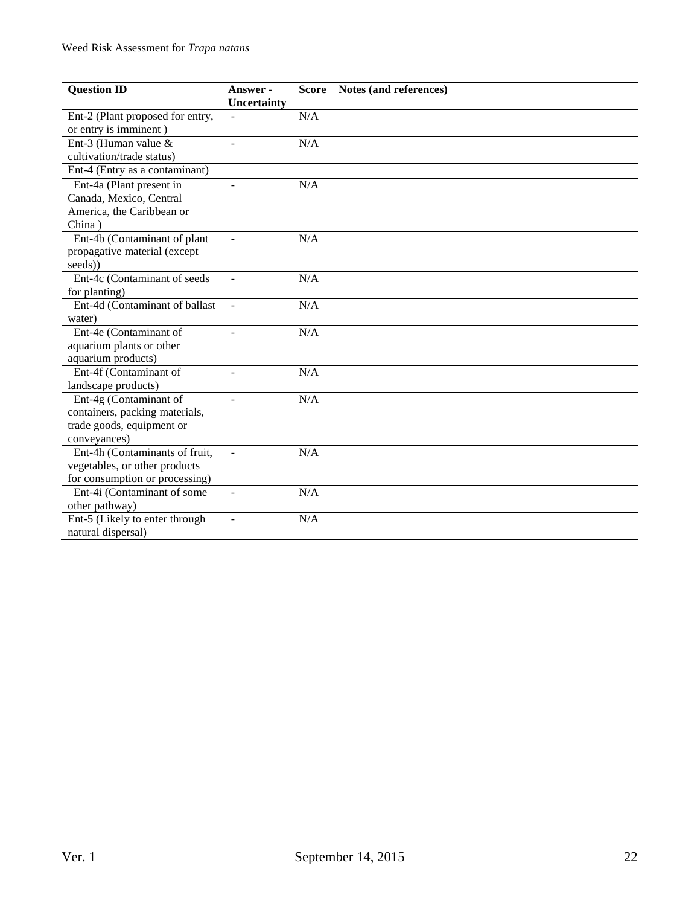| Question ID | Answer - Uncertainty | Score | Notes (and references) |
|---|---|---|---|
| Ent-2 (Plant proposed for entry, or entry is imminent ) | - | N/A | |
| Ent-3 (Human value & cultivation/trade status) | - | N/A | |
| Ent-4 (Entry as a contaminant) | | | |
| Ent-4a (Plant present in Canada, Mexico, Central America, the Caribbean or China ) | - | N/A | |
| Ent-4b (Contaminant of plant propagative material (except seeds)) | - | N/A | |
| Ent-4c (Contaminant of seeds for planting) | - | N/A | |
| Ent-4d (Contaminant of ballast water) | - | N/A | |
| Ent-4e (Contaminant of aquarium plants or other aquarium products) | - | N/A | |
| Ent-4f (Contaminant of landscape products) | - | N/A | |
| Ent-4g (Contaminant of containers, packing materials, trade goods, equipment or conveyances) | - | N/A | |
| Ent-4h (Contaminants of fruit, vegetables, or other products for consumption or processing) | - | N/A | |
| Ent-4i (Contaminant of some other pathway) | - | N/A | |
| Ent-5 (Likely to enter through natural dispersal) | - | N/A | |